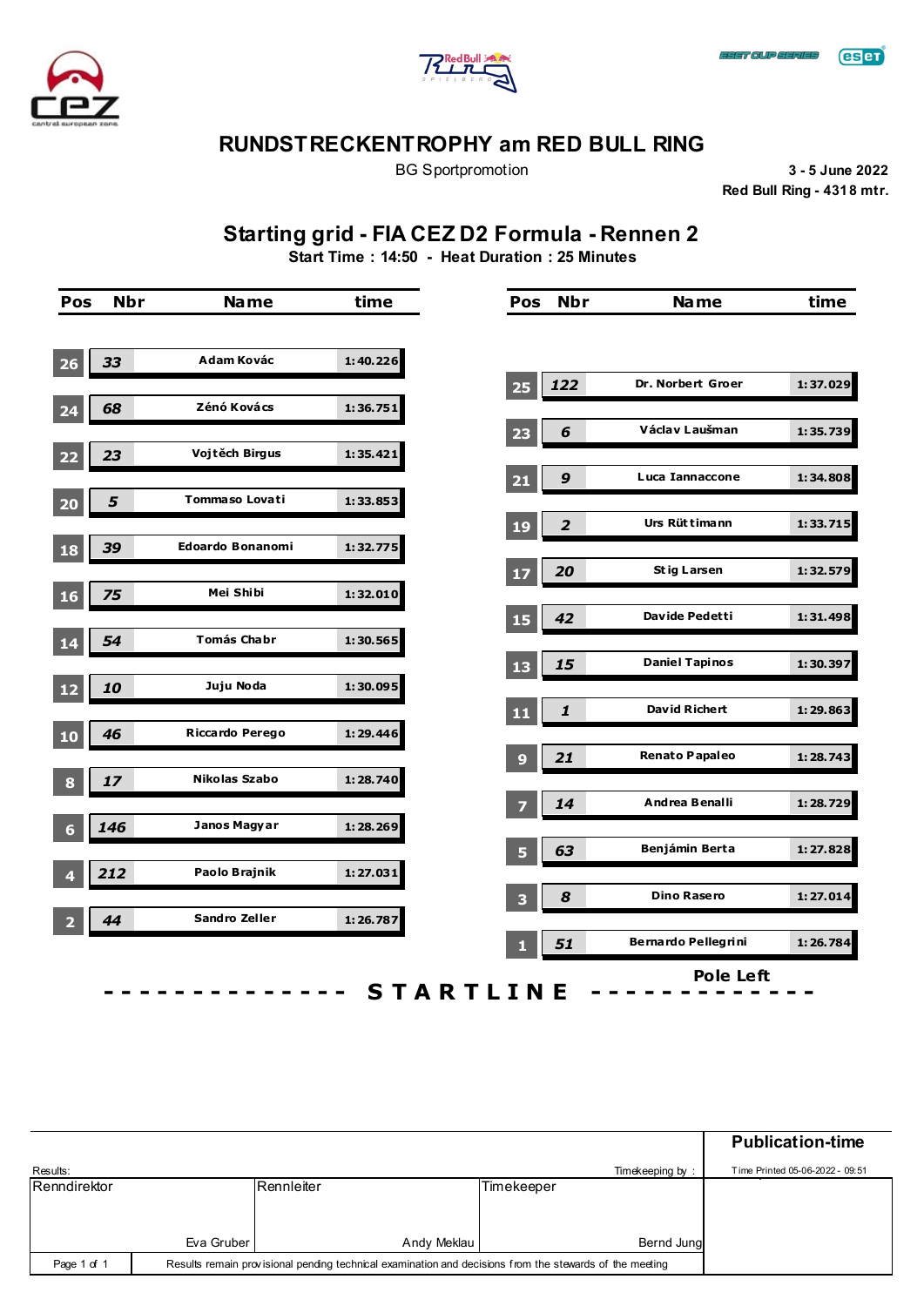# RUNDSTRECKENTROPHY am RED BULL RING

BG Sportpromotion

**3 - 5 June 2022**
**Red Bull Ring - 4318 mtr.**

## Starting grid - FIA CEZ D2 Formula - Rennen 2

**Start Time : 14:50 - Heat Duration : 25 Minutes**

| Pos | Nbr | Name | time |
|---|---|---|---|
| 1 | 51 | Bernardo Pellegrini | 1:26.784 |
| 2 | 44 | Sandro Zeller | 1:26.787 |
| 3 | 8 | Dino Rasero | 1:27.014 |
| 4 | 212 | Paolo Brajnik | 1:27.031 |
| 5 | 63 | Benjámin Berta | 1:27.828 |
| 6 | 146 | Janos Magyar | 1:28.269 |
| 7 | 14 | Andrea Benalli | 1:28.729 |
| 8 | 17 | Nikolas Szabo | 1:28.740 |
| 9 | 21 | Renato Papaleo | 1:28.743 |
| 10 | 46 | Riccardo Perego | 1:29.446 |
| 11 | 1 | David Richert | 1:29.863 |
| 12 | 10 | Juju Noda | 1:30.095 |
| 13 | 15 | Daniel Tapinos | 1:30.397 |
| 14 | 54 | Tomás Chabr | 1:30.565 |
| 15 | 42 | Davide Pedetti | 1:31.498 |
| 16 | 75 | Mei Shibi | 1:32.010 |
| 17 | 20 | Stig Larsen | 1:32.579 |
| 18 | 39 | Edoardo Bonanomi | 1:32.775 |
| 19 | 2 | Urs Rüttimann | 1:33.715 |
| 20 | 5 | Tommaso Lovati | 1:33.853 |
| 21 | 9 | Luca Iannaccone | 1:34.808 |
| 22 | 23 | Vojtěch Birgus | 1:35.421 |
| 23 | 6 | Václav Laušman | 1:35.739 |
| 24 | 68 | Zénó Kovács | 1:36.751 |
| 25 | 122 | Dr. Norbert Groer | 1:37.029 |
| 26 | 33 | Adam Kovác | 1:40.226 |

**Pole Left**

**- - - - - - - - - - - - - - STARTLINE - - - - - - - - - - - - -**

**Publication-time**

Results:

Timekeeping by :

Time Printed 05-06-2022 - 09:51

| Renndirektor | Rennleiter | Timekeeper |
|---|---|---|
| Eva Gruber | Andy Meklau | Bernd Jung |

Results remain provisional pending technical examination and decisions from the stewards of the meeting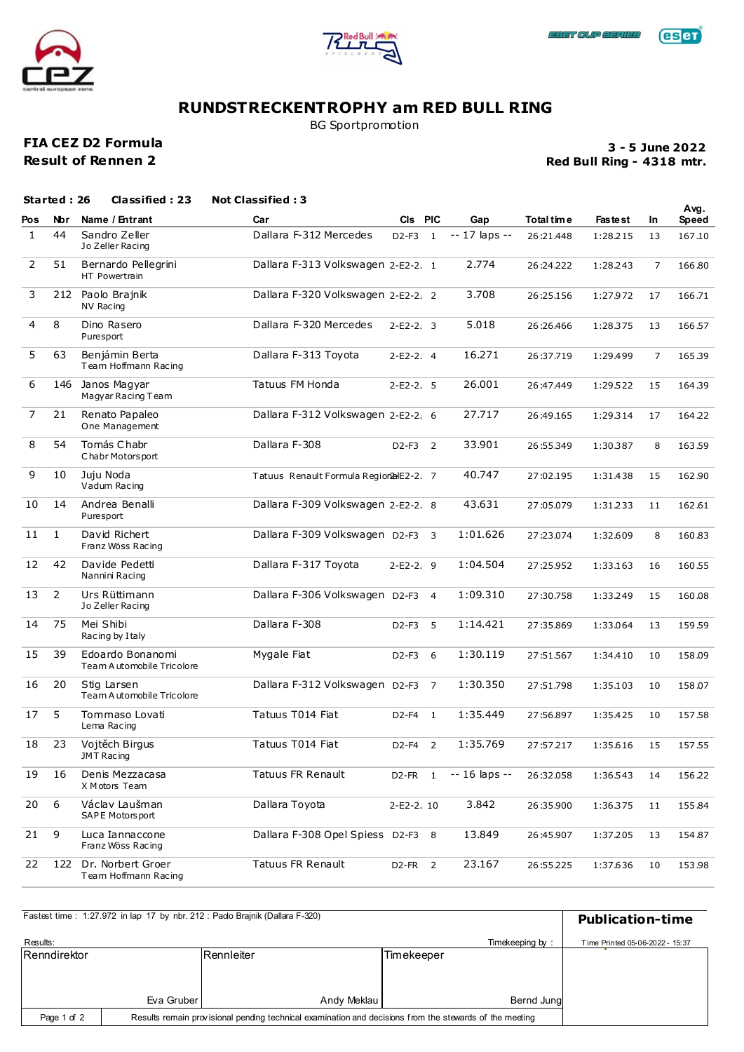# RUNDSTRECKENTROPHY am RED BULL RING

BG Sportpromotion

**FIA CEZ D2 Formula**
**Result of Rennen 2**

**3 - 5 June 2022**
**Red Bull Ring - 4318 mtr.**

**Started : 26** **Classified : 23** **Not Classified : 3**

| Pos | Nbr | Name / Entrant | Car | Cls | PIC | Gap | Total time | Fastest | In | Avg. Speed |
|---|---|---|---|---|---|---|---|---|---|---|
| 1 | 44 | Sandro Zeller<br>Jo Zeller Racing | Dallara F-312 Mercedes | D2-F3 | 1 | -- 17 laps -- | 26:21.448 | 1:28.215 | 13 | 167.10 |
| 2 | 51 | Bernardo Pellegrini<br>HT Powertrain | Dallara F-313 Volkswagen | 2-E2-2. | 1 | 2.774 | 26:24.222 | 1:28.243 | 7 | 166.80 |
| 3 | 212 | Paolo Brajnik<br>NV Racing | Dallara F-320 Volkswagen | 2-E2-2. | 2 | 3.708 | 26:25.156 | 1:27.972 | 17 | 166.71 |
| 4 | 8 | Dino Rasero<br>Puresport | Dallara F-320 Mercedes | 2-E2-2. | 3 | 5.018 | 26:26.466 | 1:28.375 | 13 | 166.57 |
| 5 | 63 | Benjámin Berta<br>Team Hoffmann Racing | Dallara F-313 Toyota | 2-E2-2. | 4 | 16.271 | 26:37.719 | 1:29.499 | 7 | 165.39 |
| 6 | 146 | Janos Magyar<br>Magyar Racing Team | Tatuus FM Honda | 2-E2-2. | 5 | 26.001 | 26:47.449 | 1:29.522 | 15 | 164.39 |
| 7 | 21 | Renato Papaleo<br>One Management | Dallara F-312 Volkswagen | 2-E2-2. | 6 | 27.717 | 26:49.165 | 1:29.314 | 17 | 164.22 |
| 8 | 54 | Tomás Chabr<br>Chabr Motorsport | Dallara F-308 | D2-F3 | 2 | 33.901 | 26:55.349 | 1:30.387 | 8 | 163.59 |
| 9 | 10 | Juju Noda<br>Vadum Racing | Tatuus Renault Formula Regional | 2-E2-2. | 7 | 40.747 | 27:02.195 | 1:31.438 | 15 | 162.90 |
| 10 | 14 | Andrea Benalli<br>Puresport | Dallara F-309 Volkswagen | 2-E2-2. | 8 | 43.631 | 27:05.079 | 1:31.233 | 11 | 162.61 |
| 11 | 1 | David Richert<br>Franz Wöss Racing | Dallara F-309 Volkswagen | D2-F3 | 3 | 1:01.626 | 27:23.074 | 1:32.609 | 8 | 160.83 |
| 12 | 42 | Davide Pedetti<br>Nannini Racing | Dallara F-317 Toyota | 2-E2-2. | 9 | 1:04.504 | 27:25.952 | 1:33.163 | 16 | 160.55 |
| 13 | 2 | Urs Rüttimann<br>Jo Zeller Racing | Dallara F-306 Volkswagen | D2-F3 | 4 | 1:09.310 | 27:30.758 | 1:33.249 | 15 | 160.08 |
| 14 | 75 | Mei Shibi<br>Racing by Italy | Dallara F-308 | D2-F3 | 5 | 1:14.421 | 27:35.869 | 1:33.064 | 13 | 159.59 |
| 15 | 39 | Edoardo Bonanomi<br>Team Automobile Tricolore | Mygale Fiat | D2-F3 | 6 | 1:30.119 | 27:51.567 | 1:34.410 | 10 | 158.09 |
| 16 | 20 | Stig Larsen<br>Team Automobile Tricolore | Dallara F-312 Volkswagen | D2-F3 | 7 | 1:30.350 | 27:51.798 | 1:35.103 | 10 | 158.07 |
| 17 | 5 | Tommaso Lovati<br>Lema Racing | Tatuus T014 Fiat | D2-F4 | 1 | 1:35.449 | 27:56.897 | 1:35.425 | 10 | 157.58 |
| 18 | 23 | Vojtěch Birgus<br>JMT Racing | Tatuus T014 Fiat | D2-F4 | 2 | 1:35.769 | 27:57.217 | 1:35.616 | 15 | 157.55 |
| 19 | 16 | Denis Mezzacasa<br>X Motors Team | Tatuus FR Renault | D2-FR | 1 | -- 16 laps -- | 26:32.058 | 1:36.543 | 14 | 156.22 |
| 20 | 6 | Václav Laušman<br>SAPE Motorsport | Dallara Toyota | 2-E2-2. | 10 | 3.842 | 26:35.900 | 1:36.375 | 11 | 155.84 |
| 21 | 9 | Luca Iannaccone<br>Franz Wöss Racing | Dallara F-308 Opel Spiess | D2-F3 | 8 | 13.849 | 26:45.907 | 1:37.205 | 13 | 154.87 |
| 22 | 122 | Dr. Norbert Groer<br>Team Hoffmann Racing | Tatuus FR Renault | D2-FR | 2 | 23.167 | 26:55.225 | 1:37.636 | 10 | 153.98 |

Fastest time : 1:27.972 in lap 17 by nbr. 212 : Paolo Brajnik (Dallara F-320)

**Publication-time**

Results:

Timekeeping by :

Time Printed 05-06-2022 - 15:37

| Renndirektor | Rennleiter | Timekeeper |
|---|---|---|
| Eva Gruber | Andy Meklau | Bernd Jung |

Results remain provisional pending technical examination and decisions from the stewards of the meeting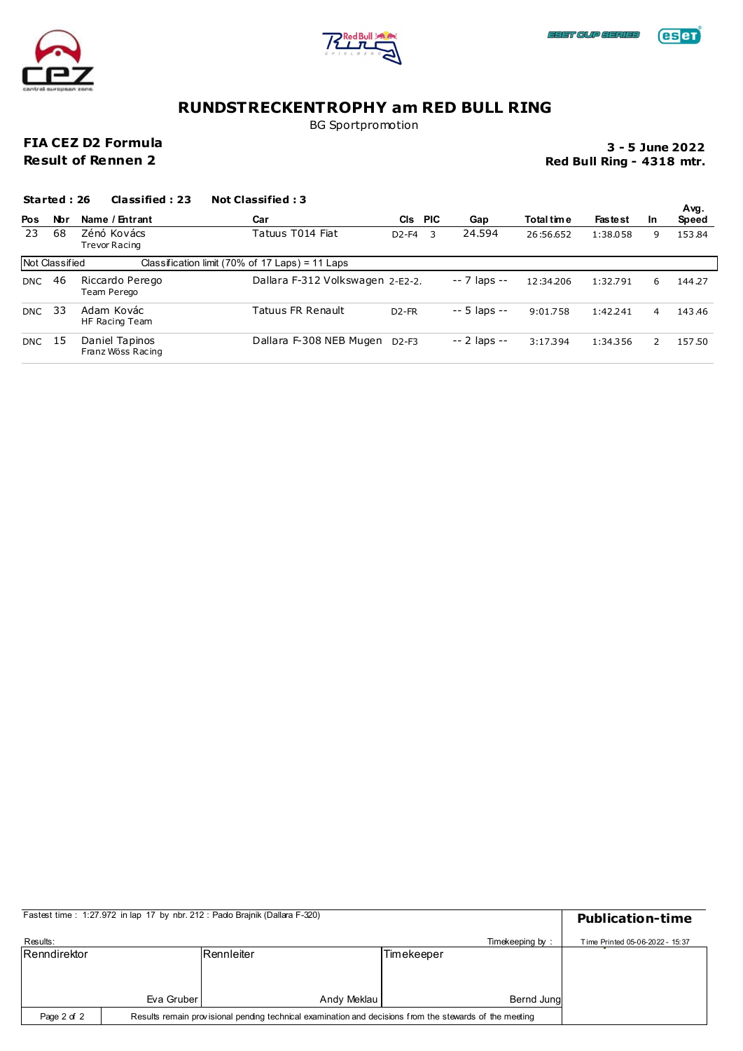# RUNDSTRECKENTROPHY am RED BULL RING

BG Sportpromotion

**FIA CEZ D2 Formula**
**Result of Rennen 2**

**3 - 5 June 2022**
**Red Bull Ring - 4318 mtr.**

**Started : 26** **Classified : 23** **Not Classified : 3**

| Pos | Nbr | Name / Entrant | Car | Cls | PIC | Gap | Total time | Fastest | In | Avg. Speed |
|---|---|---|---|---|---|---|---|---|---|---|
| 23 | 68 | Zénó Kovács<br>Trevor Racing | Tatuus T014 Fiat | D2-F4 | 3 | 24.594 | 26:56.652 | 1:38.058 | 9 | 153.84 |
| Not Classified | | Classification limit (70% of 17 Laps) = 11 Laps | | | | | | | | |
| DNC | 46 | Riccardo Perego<br>Team Perego | Dallara F-312 Volkswagen | 2-E2-2. | | -- 7 laps -- | 12:34.206 | 1:32.791 | 6 | 144.27 |
| DNC | 33 | Adam Kovác<br>HF Racing Team | Tatuus FR Renault | D2-FR | | -- 5 laps -- | 9:01.758 | 1:42.241 | 4 | 143.46 |
| DNC | 15 | Daniel Tapinos<br>Franz Wöss Racing | Dallara F-308 NEB Mugen | D2-F3 | | -- 2 laps -- | 3:17.394 | 1:34.356 | 2 | 157.50 |

Fastest time : 1:27.972 in lap 17 by nbr. 212 : Paolo Brajnik (Dallara F-320)

**Publication-time**

Results:

Timekeeping by :

Time Printed 05-06-2022 - 15:37

| Renndirektor | Rennleiter | Timekeeper |
|---|---|---|
| Eva Gruber | Andy Meklau | Bernd Jung |

Results remain provisional pending technical examination and decisions from the stewards of the meeting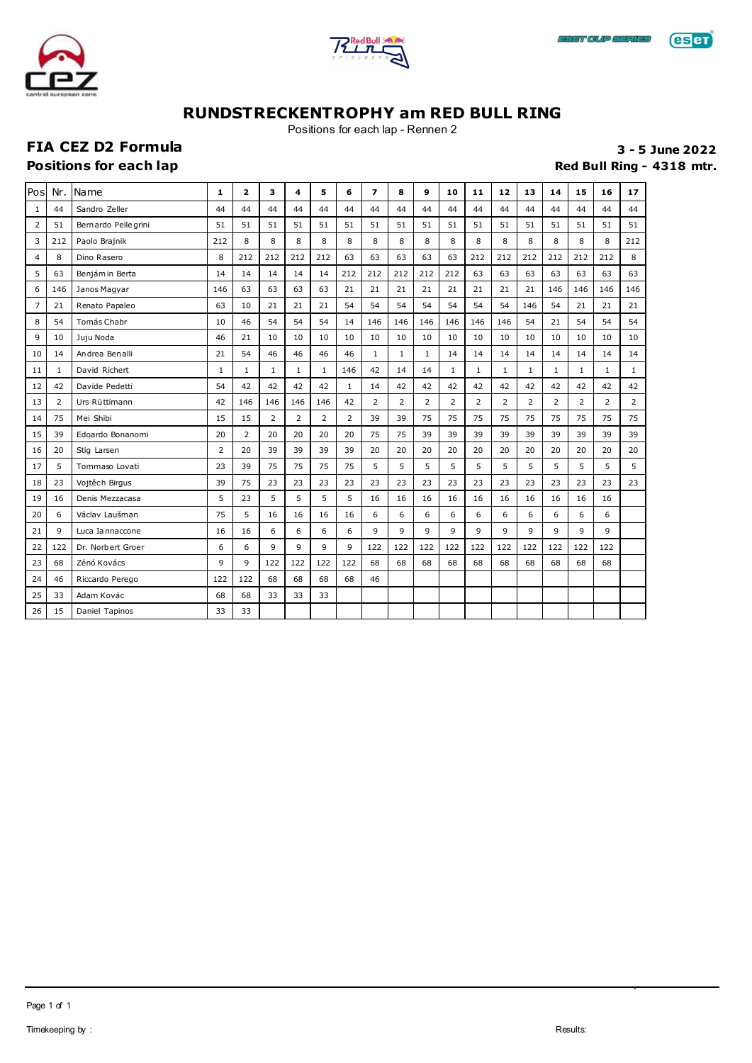# RUNDSTRECKENTROPHY am RED BULL RING

Positions for each lap - Rennen 2

## FIA CEZ D2 Formula

**3 - 5 June 2022**

### Positions for each lap

**Red Bull Ring - 4318 mtr.**

| Pos | Nr. | Name | 1 | 2 | 3 | 4 | 5 | 6 | 7 | 8 | 9 | 10 | 11 | 12 | 13 | 14 | 15 | 16 | 17 |
|---|---|---|---|---|---|---|---|---|---|---|---|---|---|---|---|---|---|---|---|
| 1 | 44 | Sandro Zeller | 44 | 44 | 44 | 44 | 44 | 44 | 44 | 44 | 44 | 44 | 44 | 44 | 44 | 44 | 44 | 44 | 44 |
| 2 | 51 | Bernardo Pellegrini | 51 | 51 | 51 | 51 | 51 | 51 | 51 | 51 | 51 | 51 | 51 | 51 | 51 | 51 | 51 | 51 | 51 |
| 3 | 212 | Paolo Brajnik | 212 | 8 | 8 | 8 | 8 | 8 | 8 | 8 | 8 | 8 | 8 | 8 | 8 | 8 | 8 | 8 | 212 |
| 4 | 8 | Dino Rasero | 8 | 212 | 212 | 212 | 212 | 63 | 63 | 63 | 63 | 63 | 212 | 212 | 212 | 212 | 212 | 212 | 8 |
| 5 | 63 | Benjámin Berta | 14 | 14 | 14 | 14 | 14 | 212 | 212 | 212 | 212 | 212 | 63 | 63 | 63 | 63 | 63 | 63 | 63 |
| 6 | 146 | Janos Magyar | 146 | 63 | 63 | 63 | 63 | 21 | 21 | 21 | 21 | 21 | 21 | 21 | 21 | 146 | 146 | 146 | 146 |
| 7 | 21 | Renato Papaleo | 63 | 10 | 21 | 21 | 21 | 54 | 54 | 54 | 54 | 54 | 54 | 54 | 146 | 54 | 21 | 21 | 21 |
| 8 | 54 | Tomás Chabr | 10 | 46 | 54 | 54 | 54 | 14 | 146 | 146 | 146 | 146 | 146 | 146 | 54 | 21 | 54 | 54 | 54 |
| 9 | 10 | Juju Noda | 46 | 21 | 10 | 10 | 10 | 10 | 10 | 10 | 10 | 10 | 10 | 10 | 10 | 10 | 10 | 10 | 10 |
| 10 | 14 | Andrea Benalli | 21 | 54 | 46 | 46 | 46 | 46 | 1 | 1 | 1 | 14 | 14 | 14 | 14 | 14 | 14 | 14 | 14 |
| 11 | 1 | David Richert | 1 | 1 | 1 | 1 | 1 | 146 | 42 | 14 | 14 | 1 | 1 | 1 | 1 | 1 | 1 | 1 | 1 |
| 12 | 42 | Davide Pedetti | 54 | 42 | 42 | 42 | 42 | 1 | 14 | 42 | 42 | 42 | 42 | 42 | 42 | 42 | 42 | 42 | 42 |
| 13 | 2 | Urs Rüttimann | 42 | 146 | 146 | 146 | 146 | 42 | 2 | 2 | 2 | 2 | 2 | 2 | 2 | 2 | 2 | 2 | 2 |
| 14 | 75 | Mei Shibi | 15 | 15 | 2 | 2 | 2 | 2 | 39 | 39 | 75 | 75 | 75 | 75 | 75 | 75 | 75 | 75 | 75 |
| 15 | 39 | Edoardo Bonanomi | 20 | 2 | 20 | 20 | 20 | 20 | 75 | 75 | 39 | 39 | 39 | 39 | 39 | 39 | 39 | 39 | 39 |
| 16 | 20 | Stig Larsen | 2 | 20 | 39 | 39 | 39 | 39 | 20 | 20 | 20 | 20 | 20 | 20 | 20 | 20 | 20 | 20 | 20 |
| 17 | 5 | Tommaso Lovati | 23 | 39 | 75 | 75 | 75 | 75 | 5 | 5 | 5 | 5 | 5 | 5 | 5 | 5 | 5 | 5 | 5 |
| 18 | 23 | Vojtěch Birgus | 39 | 75 | 23 | 23 | 23 | 23 | 23 | 23 | 23 | 23 | 23 | 23 | 23 | 23 | 23 | 23 | 23 |
| 19 | 16 | Denis Mezzacasa | 5 | 23 | 5 | 5 | 5 | 5 | 16 | 16 | 16 | 16 | 16 | 16 | 16 | 16 | 16 | 16 | |
| 20 | 6 | Václav Laušman | 75 | 5 | 16 | 16 | 16 | 16 | 6 | 6 | 6 | 6 | 6 | 6 | 6 | 6 | 6 | 6 | |
| 21 | 9 | Luca Iannaccone | 16 | 16 | 6 | 6 | 6 | 6 | 9 | 9 | 9 | 9 | 9 | 9 | 9 | 9 | 9 | 9 | |
| 22 | 122 | Dr. Norbert Groer | 6 | 6 | 9 | 9 | 9 | 9 | 122 | 122 | 122 | 122 | 122 | 122 | 122 | 122 | 122 | 122 | |
| 23 | 68 | Zénó Kovács | 9 | 9 | 122 | 122 | 122 | 122 | 68 | 68 | 68 | 68 | 68 | 68 | 68 | 68 | 68 | 68 | |
| 24 | 46 | Riccardo Perego | 122 | 122 | 68 | 68 | 68 | 68 | 46 | | | | | | | | | | |
| 25 | 33 | Adam Kovác | 68 | 68 | 33 | 33 | 33 | | | | | | | | | | | | |
| 26 | 15 | Daniel Tapinos | 33 | 33 | | | | | | | | | | | | | | | |

Timekeeping by :

Results: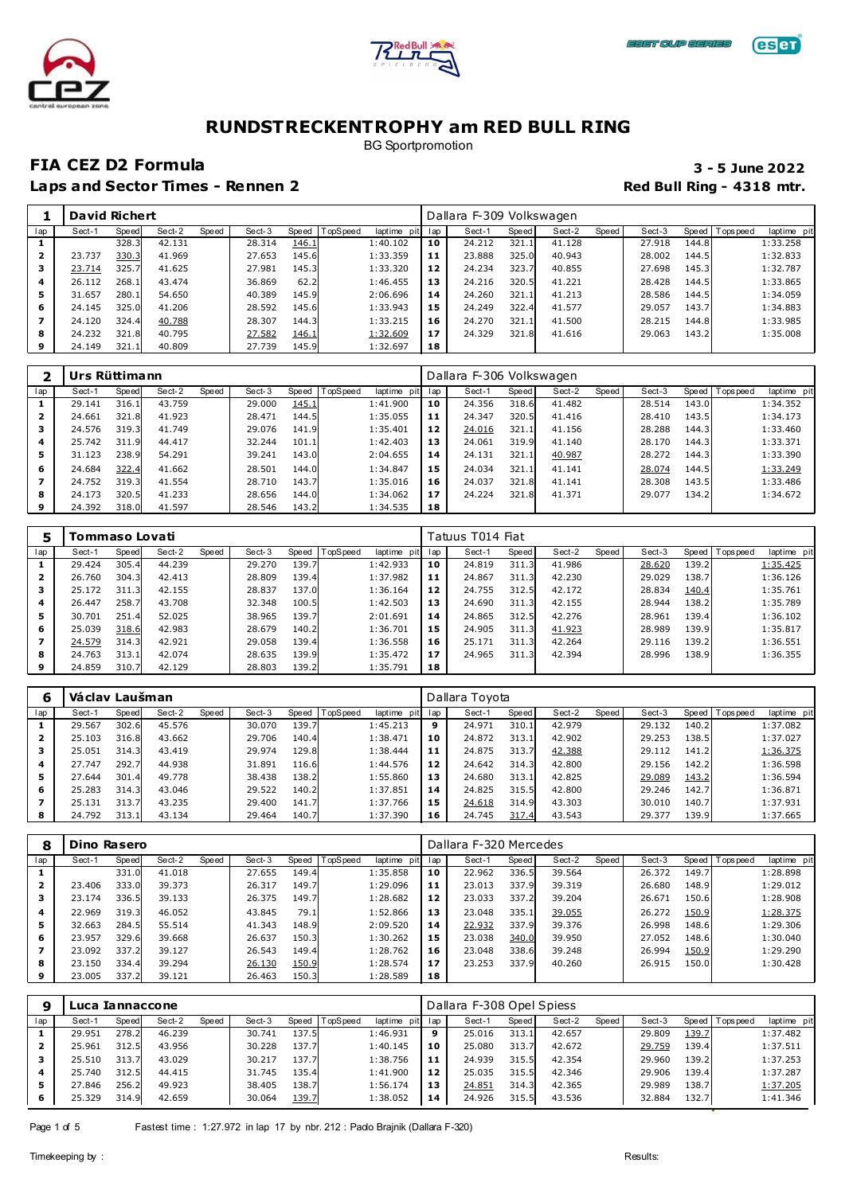# RUNDSTRECKENTROPHY am RED BULL RING

BG Sportpromotion

## FIA CEZ D2 Formula

**3 - 5 June 2022**

### Laps and Sector Times - Rennen 2

**Red Bull Ring - 4318 mtr.**

| 1 | David Richert | | | | | | | | Dallara F-309 Volkswagen | | | | | | | | |
|---|---|---|---|---|---|---|---|---|---|---|---|---|---|---|---|---|---|
| lap | Sect-1 | Speed | Sect-2 | Speed | Sect-3 | Speed | TopSpeed | laptime pit | lap | Sect-1 | Speed | Sect-2 | Speed | Sect-3 | Speed | Topspeed | laptime pit |
| 1 | | 328.3 | 42.131 | | 28.314 | 146.1 | | 1:40.102 | 10 | 24.212 | 321.1 | 41.128 | | 27.918 | 144.8 | | 1:33.258 |
| 2 | 23.737 | 330.3 | 41.969 | | 27.653 | 145.6 | | 1:33.359 | 11 | 23.888 | 325.0 | 40.943 | | 28.002 | 144.5 | | 1:32.833 |
| 3 | 23.714 | 325.7 | 41.625 | | 27.981 | 145.3 | | 1:33.320 | 12 | 24.234 | 323.7 | 40.855 | | 27.698 | 145.3 | | 1:32.787 |
| 4 | 26.112 | 268.1 | 43.474 | | 36.869 | 62.2 | | 1:46.455 | 13 | 24.216 | 320.5 | 41.221 | | 28.428 | 144.5 | | 1:33.865 |
| 5 | 31.657 | 280.1 | 54.650 | | 40.389 | 145.9 | | 2:06.696 | 14 | 24.260 | 321.1 | 41.213 | | 28.586 | 144.5 | | 1:34.059 |
| 6 | 24.145 | 325.0 | 41.206 | | 28.592 | 145.6 | | 1:33.943 | 15 | 24.249 | 322.4 | 41.577 | | 29.057 | 143.7 | | 1:34.883 |
| 7 | 24.120 | 324.4 | 40.788 | | 28.307 | 144.3 | | 1:33.215 | 16 | 24.270 | 321.1 | 41.500 | | 28.215 | 144.8 | | 1:33.985 |
| 8 | 24.232 | 321.8 | 40.795 | | 27.582 | 146.1 | | 1:32.609 | 17 | 24.329 | 321.8 | 41.616 | | 29.063 | 143.2 | | 1:35.008 |
| 9 | 24.149 | 321.1 | 40.809 | | 27.739 | 145.9 | | 1:32.697 | 18 | | | | | | | | |

| 2 | Urs Rüttimann | | | | | | | | Dallara F-306 Volkswagen | | | | | | | | |
|---|---|---|---|---|---|---|---|---|---|---|---|---|---|---|---|---|---|
| lap | Sect-1 | Speed | Sect-2 | Speed | Sect-3 | Speed | TopSpeed | laptime pit | lap | Sect-1 | Speed | Sect-2 | Speed | Sect-3 | Speed | Topspeed | laptime pit |
| 1 | 29.141 | 316.1 | 43.759 | | 29.000 | 145.1 | | 1:41.900 | 10 | 24.356 | 318.6 | 41.482 | | 28.514 | 143.0 | | 1:34.352 |
| 2 | 24.661 | 321.8 | 41.923 | | 28.471 | 144.5 | | 1:35.055 | 11 | 24.347 | 320.5 | 41.416 | | 28.410 | 143.5 | | 1:34.173 |
| 3 | 24.576 | 319.3 | 41.749 | | 29.076 | 141.9 | | 1:35.401 | 12 | 24.016 | 321.1 | 41.156 | | 28.288 | 144.3 | | 1:33.460 |
| 4 | 25.742 | 311.9 | 44.417 | | 32.244 | 101.1 | | 1:42.403 | 13 | 24.061 | 319.9 | 41.140 | | 28.170 | 144.3 | | 1:33.371 |
| 5 | 31.123 | 238.9 | 54.291 | | 39.241 | 143.0 | | 2:04.655 | 14 | 24.131 | 321.1 | 40.987 | | 28.272 | 144.3 | | 1:33.390 |
| 6 | 24.684 | 322.4 | 41.662 | | 28.501 | 144.0 | | 1:34.847 | 15 | 24.034 | 321.1 | 41.141 | | 28.074 | 144.5 | | 1:33.249 |
| 7 | 24.752 | 319.3 | 41.554 | | 28.710 | 143.7 | | 1:35.016 | 16 | 24.037 | 321.8 | 41.141 | | 28.308 | 143.5 | | 1:33.486 |
| 8 | 24.173 | 320.5 | 41.233 | | 28.656 | 144.0 | | 1:34.062 | 17 | 24.224 | 321.8 | 41.371 | | 29.077 | 134.2 | | 1:34.672 |
| 9 | 24.392 | 318.0 | 41.597 | | 28.546 | 143.2 | | 1:34.535 | 18 | | | | | | | | |

| 5 | Tommaso Lovati | | | | | | | | Tatuus T014 Fiat | | | | | | | | |
|---|---|---|---|---|---|---|---|---|---|---|---|---|---|---|---|---|---|
| lap | Sect-1 | Speed | Sect-2 | Speed | Sect-3 | Speed | TopSpeed | laptime pit | lap | Sect-1 | Speed | Sect-2 | Speed | Sect-3 | Speed | Topspeed | laptime pit |
| 1 | 29.424 | 305.4 | 44.239 | | 29.270 | 139.7 | | 1:42.933 | 10 | 24.819 | 311.3 | 41.986 | | 28.620 | 139.2 | | 1:35.425 |
| 2 | 26.760 | 304.3 | 42.413 | | 28.809 | 139.4 | | 1:37.982 | 11 | 24.867 | 311.3 | 42.230 | | 29.029 | 138.7 | | 1:36.126 |
| 3 | 25.172 | 311.3 | 42.155 | | 28.837 | 137.0 | | 1:36.164 | 12 | 24.755 | 312.5 | 42.172 | | 28.834 | 140.4 | | 1:35.761 |
| 4 | 26.447 | 258.7 | 43.708 | | 32.348 | 100.5 | | 1:42.503 | 13 | 24.690 | 311.3 | 42.155 | | 28.944 | 138.2 | | 1:35.789 |
| 5 | 30.701 | 251.4 | 52.025 | | 38.965 | 139.7 | | 2:01.691 | 14 | 24.865 | 312.5 | 42.276 | | 28.961 | 139.4 | | 1:36.102 |
| 6 | 25.039 | 318.6 | 42.983 | | 28.679 | 140.2 | | 1:36.701 | 15 | 24.905 | 311.3 | 41.923 | | 28.989 | 139.9 | | 1:35.817 |
| 7 | 24.579 | 314.3 | 42.921 | | 29.058 | 139.4 | | 1:36.558 | 16 | 25.171 | 311.3 | 42.264 | | 29.116 | 139.2 | | 1:36.551 |
| 8 | 24.763 | 313.1 | 42.074 | | 28.635 | 139.9 | | 1:35.472 | 17 | 24.965 | 311.3 | 42.394 | | 28.996 | 138.9 | | 1:36.355 |
| 9 | 24.859 | 310.7 | 42.129 | | 28.803 | 139.2 | | 1:35.791 | 18 | | | | | | | | |

| 6 | Václav Laušman | | | | | | | | Dallara Toyota | | | | | | | | |
|---|---|---|---|---|---|---|---|---|---|---|---|---|---|---|---|---|---|
| lap | Sect-1 | Speed | Sect-2 | Speed | Sect-3 | Speed | TopSpeed | laptime pit | lap | Sect-1 | Speed | Sect-2 | Speed | Sect-3 | Speed | Topspeed | laptime pit |
| 1 | 29.567 | 302.6 | 45.576 | | 30.070 | 139.7 | | 1:45.213 | 9 | 24.971 | 310.1 | 42.979 | | 29.132 | 140.2 | | 1:37.082 |
| 2 | 25.103 | 316.8 | 43.662 | | 29.706 | 140.4 | | 1:38.471 | 10 | 24.872 | 313.1 | 42.902 | | 29.253 | 138.5 | | 1:37.027 |
| 3 | 25.051 | 314.3 | 43.419 | | 29.974 | 129.8 | | 1:38.444 | 11 | 24.875 | 313.7 | 42.388 | | 29.112 | 141.2 | | 1:36.375 |
| 4 | 27.747 | 292.7 | 44.938 | | 31.891 | 116.6 | | 1:44.576 | 12 | 24.642 | 314.3 | 42.800 | | 29.156 | 142.2 | | 1:36.598 |
| 5 | 27.644 | 301.4 | 49.778 | | 38.438 | 138.2 | | 1:55.860 | 13 | 24.680 | 313.1 | 42.825 | | 29.089 | 143.2 | | 1:36.594 |
| 6 | 25.283 | 314.3 | 43.046 | | 29.522 | 140.2 | | 1:37.851 | 14 | 24.825 | 315.5 | 42.800 | | 29.246 | 142.7 | | 1:36.871 |
| 7 | 25.131 | 313.7 | 43.235 | | 29.400 | 141.7 | | 1:37.766 | 15 | 24.618 | 314.9 | 43.303 | | 30.010 | 140.7 | | 1:37.931 |
| 8 | 24.792 | 313.1 | 43.134 | | 29.464 | 140.7 | | 1:37.390 | 16 | 24.745 | 317.4 | 43.543 | | 29.377 | 139.9 | | 1:37.665 |

| 8 | Dino Rasero | | | | | | | | Dallara F-320 Mercedes | | | | | | | | |
|---|---|---|---|---|---|---|---|---|---|---|---|---|---|---|---|---|---|
| lap | Sect-1 | Speed | Sect-2 | Speed | Sect-3 | Speed | TopSpeed | laptime pit | lap | Sect-1 | Speed | Sect-2 | Speed | Sect-3 | Speed | Topspeed | laptime pit |
| 1 | | 331.0 | 41.018 | | 27.655 | 149.4 | | 1:35.858 | 10 | 22.962 | 336.5 | 39.564 | | 26.372 | 149.7 | | 1:28.898 |
| 2 | 23.406 | 333.0 | 39.373 | | 26.317 | 149.7 | | 1:29.096 | 11 | 23.013 | 337.9 | 39.319 | | 26.680 | 148.9 | | 1:29.012 |
| 3 | 23.174 | 336.5 | 39.133 | | 26.375 | 149.7 | | 1:28.682 | 12 | 23.033 | 337.2 | 39.204 | | 26.671 | 150.6 | | 1:28.908 |
| 4 | 22.969 | 319.3 | 46.052 | | 43.845 | 79.1 | | 1:52.866 | 13 | 23.048 | 335.1 | 39.055 | | 26.272 | 150.9 | | 1:28.375 |
| 5 | 32.663 | 284.5 | 55.514 | | 41.343 | 148.9 | | 2:09.520 | 14 | 22.932 | 337.9 | 39.376 | | 26.998 | 148.6 | | 1:29.306 |
| 6 | 23.957 | 329.6 | 39.668 | | 26.637 | 150.3 | | 1:30.262 | 15 | 23.038 | 340.0 | 39.950 | | 27.052 | 148.6 | | 1:30.040 |
| 7 | 23.092 | 337.2 | 39.127 | | 26.543 | 149.4 | | 1:28.762 | 16 | 23.048 | 338.6 | 39.248 | | 26.994 | 150.9 | | 1:29.290 |
| 8 | 23.150 | 334.4 | 39.294 | | 26.130 | 150.9 | | 1:28.574 | 17 | 23.253 | 337.9 | 40.260 | | 26.915 | 150.0 | | 1:30.428 |
| 9 | 23.005 | 337.2 | 39.121 | | 26.463 | 150.3 | | 1:28.589 | 18 | | | | | | | | |

| 9 | Luca Iannaccone | | | | | | | | Dallara F-308 Opel Spiess | | | | | | | | |
|---|---|---|---|---|---|---|---|---|---|---|---|---|---|---|---|---|---|
| lap | Sect-1 | Speed | Sect-2 | Speed | Sect-3 | Speed | TopSpeed | laptime pit | lap | Sect-1 | Speed | Sect-2 | Speed | Sect-3 | Speed | Topspeed | laptime pit |
| 1 | 29.951 | 278.2 | 46.239 | | 30.741 | 137.5 | | 1:46.931 | 9 | 25.016 | 313.1 | 42.657 | | 29.809 | 139.7 | | 1:37.482 |
| 2 | 25.961 | 312.5 | 43.956 | | 30.228 | 137.7 | | 1:40.145 | 10 | 25.080 | 313.7 | 42.672 | | 29.759 | 139.4 | | 1:37.511 |
| 3 | 25.510 | 313.7 | 43.029 | | 30.217 | 137.7 | | 1:38.756 | 11 | 24.939 | 315.5 | 42.354 | | 29.960 | 139.2 | | 1:37.253 |
| 4 | 25.740 | 312.5 | 44.415 | | 31.745 | 135.4 | | 1:41.900 | 12 | 25.035 | 315.5 | 42.346 | | 29.906 | 139.4 | | 1:37.287 |
| 5 | 27.846 | 256.2 | 49.923 | | 38.405 | 138.7 | | 1:56.174 | 13 | 24.851 | 314.3 | 42.365 | | 29.989 | 138.7 | | 1:37.205 |
| 6 | 25.329 | 314.9 | 42.659 | | 30.064 | 139.7 | | 1:38.052 | 14 | 24.926 | 315.5 | 43.536 | | 32.884 | 132.7 | | 1:41.346 |

Fastest time : 1:27.972 in lap 17 by nbr. 212 : Pado Brajnik (Dallara F-320)

Timekeeping by :

Results: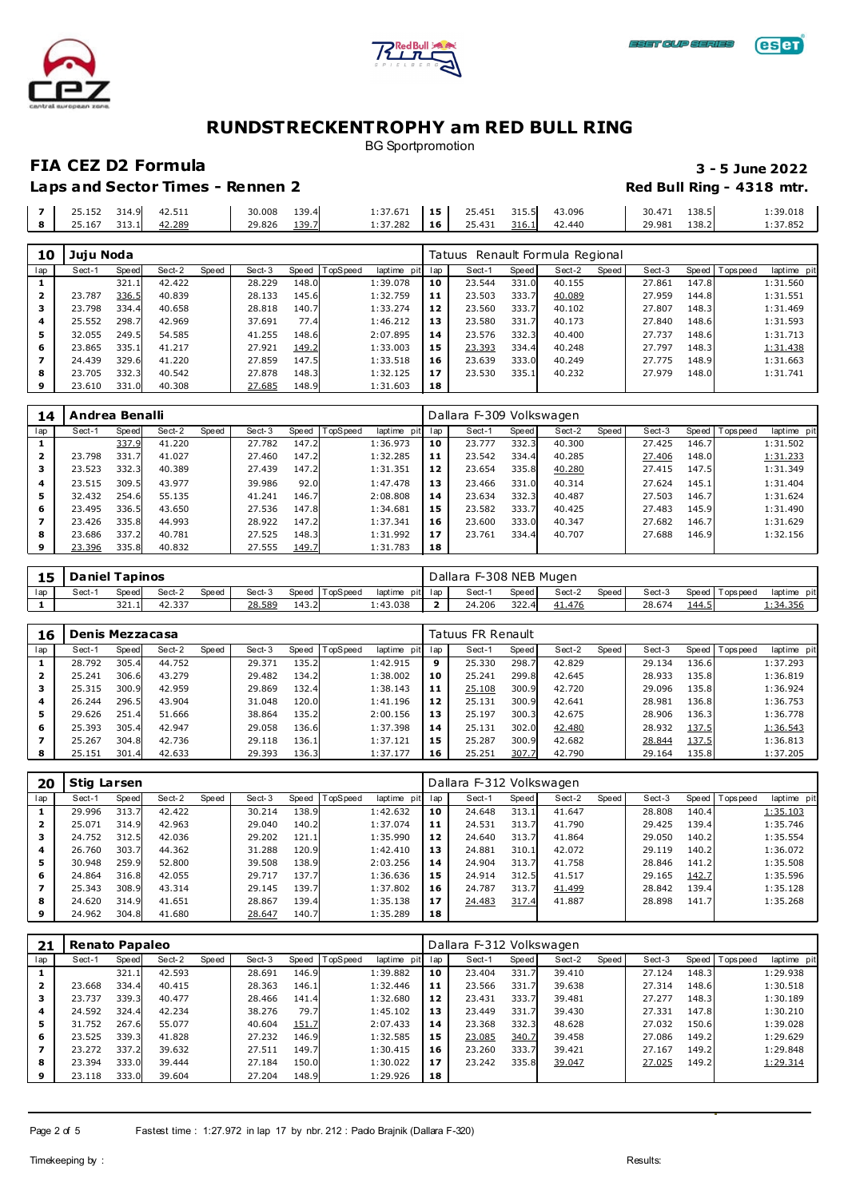# RUNDSTRECKENTROPHY am RED BULL RING

BG Sportpromotion

## FIA CEZ D2 Formula

**3 - 5 June 2022**

### Laps and Sector Times - Rennen 2

**Red Bull Ring - 4318 mtr.**

| lap | Sect-1 | Speed | Sect-2 | Speed | Sect-3 | Speed | TopSpeed | laptime pit | lap | Sect-1 | Speed | Sect-2 | Speed | Sect-3 | Speed | Topspeed | laptime pit |
|---|---|---|---|---|---|---|---|---|---|---|---|---|---|---|---|---|---|
| 7 | 25.152 | 314.9 | 42.511 | | 30.008 | 139.4 | | 1:37.671 | 15 | 25.451 | 315.5 | 43.096 | | 30.471 | 138.5 | | 1:39.018 |
| 8 | 25.167 | 313.1 | 42.289 | | 29.826 | 139.7 | | 1:37.282 | 16 | 25.431 | 316.1 | 42.440 | | 29.981 | 138.2 | | 1:37.852 |

**10 Juju Noda** — Tatuus Renault Formula Regional

| lap | Sect-1 | Speed | Sect-2 | Speed | Sect-3 | Speed | TopSpeed | laptime pit | lap | Sect-1 | Speed | Sect-2 | Speed | Sect-3 | Speed | Topspeed | laptime pit |
|---|---|---|---|---|---|---|---|---|---|---|---|---|---|---|---|---|---|
| 1 | | 321.1 | 42.422 | | 28.229 | 148.0 | | 1:39.078 | 10 | 23.544 | 331.0 | 40.155 | | 27.861 | 147.8 | | 1:31.560 |
| 2 | 23.787 | 336.5 | 40.839 | | 28.133 | 145.6 | | 1:32.759 | 11 | 23.503 | 333.7 | 40.089 | | 27.959 | 144.8 | | 1:31.551 |
| 3 | 23.798 | 334.4 | 40.658 | | 28.818 | 140.7 | | 1:33.274 | 12 | 23.560 | 333.7 | 40.102 | | 27.807 | 148.3 | | 1:31.469 |
| 4 | 25.552 | 298.7 | 42.969 | | 37.691 | 77.4 | | 1:46.212 | 13 | 23.580 | 331.7 | 40.173 | | 27.840 | 148.6 | | 1:31.593 |
| 5 | 32.055 | 249.5 | 54.585 | | 41.255 | 148.6 | | 2:07.895 | 14 | 23.576 | 332.3 | 40.400 | | 27.737 | 148.6 | | 1:31.713 |
| 6 | 23.865 | 335.1 | 41.217 | | 27.921 | 149.2 | | 1:33.003 | 15 | 23.393 | 334.4 | 40.248 | | 27.797 | 148.3 | | 1:31.438 |
| 7 | 24.439 | 329.6 | 41.220 | | 27.859 | 147.5 | | 1:33.518 | 16 | 23.639 | 333.0 | 40.249 | | 27.775 | 148.9 | | 1:31.663 |
| 8 | 23.705 | 332.3 | 40.542 | | 27.878 | 148.3 | | 1:32.125 | 17 | 23.530 | 335.1 | 40.232 | | 27.979 | 148.0 | | 1:31.741 |
| 9 | 23.610 | 331.0 | 40.308 | | 27.685 | 148.9 | | 1:31.603 | 18 | | | | | | | | |

**14 Andrea Benalli** — Dallara F-309 Volkswagen

| lap | Sect-1 | Speed | Sect-2 | Speed | Sect-3 | Speed | TopSpeed | laptime pit | lap | Sect-1 | Speed | Sect-2 | Speed | Sect-3 | Speed | Topspeed | laptime pit |
|---|---|---|---|---|---|---|---|---|---|---|---|---|---|---|---|---|---|
| 1 | | 337.9 | 41.220 | | 27.782 | 147.2 | | 1:36.973 | 10 | 23.777 | 332.3 | 40.300 | | 27.425 | 146.7 | | 1:31.502 |
| 2 | 23.798 | 331.7 | 41.027 | | 27.460 | 147.2 | | 1:32.285 | 11 | 23.542 | 334.4 | 40.285 | | 27.406 | 148.0 | | 1:31.233 |
| 3 | 23.523 | 332.3 | 40.389 | | 27.439 | 147.2 | | 1:31.351 | 12 | 23.654 | 335.8 | 40.280 | | 27.415 | 147.5 | | 1:31.349 |
| 4 | 23.515 | 309.5 | 43.977 | | 39.986 | 92.0 | | 1:47.478 | 13 | 23.466 | 331.0 | 40.314 | | 27.624 | 145.1 | | 1:31.404 |
| 5 | 32.432 | 254.6 | 55.135 | | 41.241 | 146.7 | | 2:08.808 | 14 | 23.634 | 332.3 | 40.487 | | 27.503 | 146.7 | | 1:31.624 |
| 6 | 23.495 | 336.5 | 43.650 | | 27.536 | 147.8 | | 1:34.681 | 15 | 23.582 | 333.7 | 40.425 | | 27.483 | 145.9 | | 1:31.490 |
| 7 | 23.426 | 335.8 | 44.993 | | 28.922 | 147.2 | | 1:37.341 | 16 | 23.600 | 333.0 | 40.347 | | 27.682 | 146.7 | | 1:31.629 |
| 8 | 23.686 | 337.2 | 40.781 | | 27.525 | 148.3 | | 1:31.992 | 17 | 23.761 | 334.4 | 40.707 | | 27.688 | 146.9 | | 1:32.156 |
| 9 | 23.396 | 335.8 | 40.832 | | 27.555 | 149.7 | | 1:31.783 | 18 | | | | | | | | |

**15 Daniel Tapinos** — Dallara F-308 NEB Mugen

| lap | Sect-1 | Speed | Sect-2 | Speed | Sect-3 | Speed | TopSpeed | laptime pit | lap | Sect-1 | Speed | Sect-2 | Speed | Sect-3 | Speed | Topspeed | laptime pit |
|---|---|---|---|---|---|---|---|---|---|---|---|---|---|---|---|---|---|
| 1 | | 321.1 | 42.337 | | 28.589 | 143.2 | | 1:43.038 | 2 | 24.206 | 322.4 | 41.476 | | 28.674 | 144.5 | | 1:34.356 |

**16 Denis Mezzacasa** — Tatuus FR Renault

| lap | Sect-1 | Speed | Sect-2 | Speed | Sect-3 | Speed | TopSpeed | laptime pit | lap | Sect-1 | Speed | Sect-2 | Speed | Sect-3 | Speed | Topspeed | laptime pit |
|---|---|---|---|---|---|---|---|---|---|---|---|---|---|---|---|---|---|
| 1 | 28.792 | 305.4 | 44.752 | | 29.371 | 135.2 | | 1:42.915 | 9 | 25.330 | 298.7 | 42.829 | | 29.134 | 136.6 | | 1:37.293 |
| 2 | 25.241 | 306.6 | 43.279 | | 29.482 | 134.2 | | 1:38.002 | 10 | 25.241 | 299.8 | 42.645 | | 28.933 | 135.8 | | 1:36.819 |
| 3 | 25.315 | 300.9 | 42.959 | | 29.869 | 132.4 | | 1:38.143 | 11 | 25.108 | 300.9 | 42.720 | | 29.096 | 135.8 | | 1:36.924 |
| 4 | 26.244 | 296.5 | 43.904 | | 31.048 | 120.0 | | 1:41.196 | 12 | 25.131 | 300.9 | 42.641 | | 28.981 | 136.8 | | 1:36.753 |
| 5 | 29.626 | 251.4 | 51.666 | | 38.864 | 135.2 | | 2:00.156 | 13 | 25.197 | 300.3 | 42.675 | | 28.906 | 136.3 | | 1:36.778 |
| 6 | 25.393 | 305.4 | 42.947 | | 29.058 | 136.6 | | 1:37.398 | 14 | 25.131 | 302.0 | 42.480 | | 28.932 | 137.5 | | 1:36.543 |
| 7 | 25.267 | 304.8 | 42.736 | | 29.118 | 136.1 | | 1:37.121 | 15 | 25.287 | 300.9 | 42.682 | | 28.844 | 137.5 | | 1:36.813 |
| 8 | 25.151 | 301.4 | 42.633 | | 29.393 | 136.3 | | 1:37.177 | 16 | 25.251 | 307.7 | 42.790 | | 29.164 | 135.8 | | 1:37.205 |

**20 Stig Larsen** — Dallara F-312 Volkswagen

| lap | Sect-1 | Speed | Sect-2 | Speed | Sect-3 | Speed | TopSpeed | laptime pit | lap | Sect-1 | Speed | Sect-2 | Speed | Sect-3 | Speed | Topspeed | laptime pit |
|---|---|---|---|---|---|---|---|---|---|---|---|---|---|---|---|---|---|
| 1 | 29.996 | 314.9 | 42.578 | | 30.214 | 138.9 | | 1:42.632 | 10 | 24.648 | 313.1 | 41.647 | | 28.808 | 140.4 | | 1:35.103 |
| 2 | 25.071 | 314.9 | 42.963 | | 29.040 | 140.2 | | 1:37.074 | 11 | 24.531 | 313.7 | 41.790 | | 29.425 | 139.4 | | 1:35.746 |
| 3 | 24.752 | 312.5 | 42.036 | | 29.202 | 121.1 | | 1:35.990 | 12 | 24.640 | 313.7 | 41.864 | | 29.050 | 140.2 | | 1:35.554 |
| 4 | 26.760 | 303.7 | 44.362 | | 31.288 | 120.9 | | 1:42.410 | 13 | 24.881 | 310.1 | 42.072 | | 29.119 | 140.2 | | 1:36.072 |
| 5 | 30.948 | 259.9 | 52.800 | | 39.508 | 138.9 | | 2:03.256 | 14 | 24.904 | 313.7 | 41.758 | | 28.846 | 141.2 | | 1:35.508 |
| 6 | 24.864 | 316.8 | 42.055 | | 29.717 | 137.7 | | 1:36.636 | 15 | 24.914 | 312.5 | 41.517 | | 29.165 | 142.7 | | 1:35.596 |
| 7 | 25.343 | 308.9 | 43.314 | | 29.145 | 139.7 | | 1:37.802 | 16 | 24.787 | 313.7 | 41.499 | | 28.842 | 139.4 | | 1:35.128 |
| 8 | 24.620 | 314.9 | 41.651 | | 28.867 | 139.4 | | 1:35.138 | 17 | 24.483 | 317.4 | 41.887 | | 28.898 | 141.7 | | 1:35.268 |
| 9 | 24.962 | 304.8 | 41.680 | | 28.647 | 140.7 | | 1:35.289 | 18 | | | | | | | | |

**21 Renato Papaleo** — Dallara F-312 Volkswagen

| lap | Sect-1 | Speed | Sect-2 | Speed | Sect-3 | Speed | TopSpeed | laptime pit | lap | Sect-1 | Speed | Sect-2 | Speed | Sect-3 | Speed | Topspeed | laptime pit |
|---|---|---|---|---|---|---|---|---|---|---|---|---|---|---|---|---|---|
| 1 | | 321.1 | 42.593 | | 28.691 | 146.9 | | 1:39.882 | 10 | 23.404 | 331.7 | 39.410 | | 27.124 | 148.3 | | 1:29.938 |
| 2 | 23.668 | 334.4 | 40.415 | | 28.363 | 146.1 | | 1:32.446 | 11 | 23.566 | 331.7 | 39.638 | | 27.314 | 148.6 | | 1:30.518 |
| 3 | 23.737 | 339.3 | 40.477 | | 28.466 | 141.4 | | 1:32.680 | 12 | 23.431 | 333.7 | 39.481 | | 27.277 | 148.3 | | 1:30.189 |
| 4 | 24.592 | 324.4 | 42.234 | | 38.276 | 79.7 | | 1:45.102 | 13 | 23.449 | 331.7 | 39.430 | | 27.331 | 147.8 | | 1:30.210 |
| 5 | 31.752 | 267.6 | 55.077 | | 40.604 | 151.7 | | 2:07.433 | 14 | 23.368 | 332.3 | 48.628 | | 27.032 | 150.6 | | 1:39.028 |
| 6 | 23.525 | 339.3 | 41.828 | | 27.232 | 146.9 | | 1:32.585 | 15 | 23.085 | 340.7 | 39.458 | | 27.086 | 149.2 | | 1:29.629 |
| 7 | 23.272 | 337.2 | 39.632 | | 27.511 | 149.7 | | 1:30.415 | 16 | 23.260 | 333.7 | 39.421 | | 27.167 | 149.2 | | 1:29.848 |
| 8 | 23.394 | 333.0 | 39.444 | | 27.184 | 150.0 | | 1:30.022 | 17 | 23.242 | 335.8 | 39.047 | | 27.025 | 149.2 | | 1:29.314 |
| 9 | 23.118 | 333.0 | 39.604 | | 27.204 | 148.9 | | 1:29.926 | 18 | | | | | | | | |

Fastest time : 1:27.972 in lap 17 by nbr. 212 : Pado Brajnik (Dallara F-320)

Timekeeping by :

Results: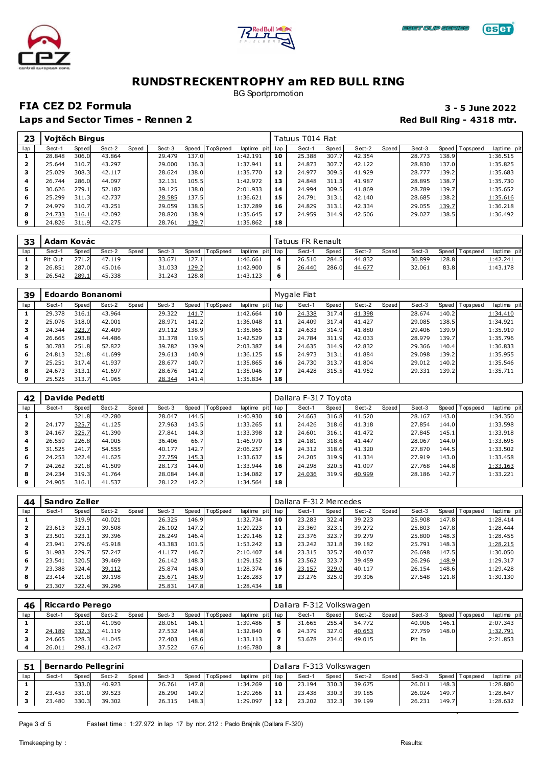# RUNDSTRECKENTROPHY am RED BULL RING

BG Sportpromotion

## FIA CEZ D2 Formula

**3 - 5 June 2022**

### Laps and Sector Times - Rennen 2

**Red Bull Ring - 4318 mtr.**

**23 Vojtěch Birgus** — Tatuus T014 Fiat

| lap | Sect-1 | Speed | Sect-2 | Speed | Sect-3 | Speed | TopSpeed | laptime pit | lap | Sect-1 | Speed | Sect-2 | Speed | Sect-3 | Speed | Topspeed | laptime pit |
|---|---|---|---|---|---|---|---|---|---|---|---|---|---|---|---|---|---|
| 1 | 28.848 | 306.0 | 43.864 | | 29.479 | 137.0 | | 1:42.191 | 10 | 25.388 | 307.7 | 42.354 | | 28.773 | 138.9 | | 1:36.515 |
| 2 | 25.644 | 310.7 | 43.297 | | 29.000 | 136.3 | | 1:37.941 | 11 | 24.873 | 307.7 | 42.122 | | 28.830 | 137.0 | | 1:35.825 |
| 3 | 25.029 | 308.3 | 42.117 | | 28.624 | 138.0 | | 1:35.770 | 12 | 24.977 | 309.5 | 41.929 | | 28.777 | 139.2 | | 1:35.683 |
| 4 | 26.744 | 286.0 | 44.097 | | 32.131 | 105.5 | | 1:42.972 | 13 | 24.848 | 311.3 | 41.987 | | 28.895 | 138.7 | | 1:35.730 |
| 5 | 30.626 | 279.1 | 52.182 | | 39.125 | 138.0 | | 2:01.933 | 14 | 24.994 | 309.5 | 41.869 | | 28.789 | 139.7 | | 1:35.652 |
| 6 | 25.299 | 311.3 | 42.737 | | 28.585 | 137.5 | | 1:36.621 | 15 | 24.791 | 313.1 | 42.140 | | 28.685 | 138.2 | | 1:35.616 |
| 7 | 24.979 | 310.7 | 43.251 | | 29.059 | 138.5 | | 1:37.289 | 16 | 24.829 | 313.1 | 42.334 | | 29.055 | 139.7 | | 1:36.218 |
| 8 | 24.733 | 316.1 | 42.092 | | 28.820 | 138.9 | | 1:35.645 | 17 | 24.959 | 314.9 | 42.506 | | 29.027 | 138.5 | | 1:36.492 |
| 9 | 24.826 | 311.9 | 42.275 | | 28.761 | 139.7 | | 1:35.862 | 18 | | | | | | | | |

**33 Adam Kovác** — Tatuus FR Renault

| lap | Sect-1 | Speed | Sect-2 | Speed | Sect-3 | Speed | TopSpeed | laptime pit | lap | Sect-1 | Speed | Sect-2 | Speed | Sect-3 | Speed | Topspeed | laptime pit |
|---|---|---|---|---|---|---|---|---|---|---|---|---|---|---|---|---|---|
| 1 | Pit Out | 271.2 | 47.119 | | 33.671 | 127.1 | | 1:46.661 | 4 | 26.510 | 284.5 | 44.832 | | 30.899 | 128.8 | | 1:42.241 |
| 2 | 26.851 | 287.0 | 45.016 | | 31.033 | 129.2 | | 1:42.900 | 5 | 26.440 | 286.0 | 44.677 | | 32.061 | 83.8 | | 1:43.178 |
| 3 | 26.542 | 289.1 | 45.338 | | 31.243 | 128.8 | | 1:43.123 | 6 | | | | | | | | |

**39 Edoardo Bonanomi** — Mygale Fiat

| lap | Sect-1 | Speed | Sect-2 | Speed | Sect-3 | Speed | TopSpeed | laptime pit | lap | Sect-1 | Speed | Sect-2 | Speed | Sect-3 | Speed | Topspeed | laptime pit |
|---|---|---|---|---|---|---|---|---|---|---|---|---|---|---|---|---|---|
| 1 | 29.378 | 316.1 | 43.964 | | 29.322 | 141.7 | | 1:42.664 | 10 | 24.338 | 317.4 | 41.398 | | 28.674 | 140.2 | | 1:34.410 |
| 2 | 25.076 | 318.0 | 42.001 | | 28.971 | 141.2 | | 1:36.048 | 11 | 24.409 | 317.4 | 41.427 | | 29.085 | 138.5 | | 1:34.921 |
| 3 | 24.344 | 323.7 | 42.409 | | 29.112 | 138.9 | | 1:35.865 | 12 | 24.633 | 314.9 | 41.880 | | 29.406 | 139.9 | | 1:35.919 |
| 4 | 26.665 | 293.8 | 44.486 | | 31.378 | 119.5 | | 1:42.529 | 13 | 24.784 | 311.9 | 42.033 | | 28.979 | 139.7 | | 1:35.796 |
| 5 | 30.783 | 251.8 | 52.822 | | 39.782 | 139.9 | | 2:03.387 | 14 | 24.635 | 314.9 | 42.832 | | 29.366 | 140.4 | | 1:36.833 |
| 6 | 24.813 | 321.8 | 41.699 | | 29.613 | 140.9 | | 1:36.125 | 15 | 24.973 | 313.1 | 41.884 | | 29.098 | 139.2 | | 1:35.955 |
| 7 | 25.251 | 317.4 | 41.937 | | 28.677 | 140.7 | | 1:35.865 | 16 | 24.730 | 313.7 | 41.804 | | 29.012 | 140.2 | | 1:35.546 |
| 8 | 24.673 | 313.1 | 41.697 | | 28.676 | 141.2 | | 1:35.046 | 17 | 24.428 | 315.5 | 41.952 | | 29.331 | 139.2 | | 1:35.711 |
| 9 | 25.525 | 313.7 | 41.965 | | 28.344 | 141.4 | | 1:35.834 | 18 | | | | | | | | |

**42 Davide Pedetti** — Dallara F-317 Toyota

| lap | Sect-1 | Speed | Sect-2 | Speed | Sect-3 | Speed | TopSpeed | laptime pit | lap | Sect-1 | Speed | Sect-2 | Speed | Sect-3 | Speed | Topspeed | laptime pit |
|---|---|---|---|---|---|---|---|---|---|---|---|---|---|---|---|---|---|
| 1 | | 321.8 | 42.280 | | 28.047 | 144.5 | | 1:40.930 | 10 | 24.663 | 316.8 | 41.520 | | 28.167 | 143.0 | | 1:34.350 |
| 2 | 24.177 | 325.7 | 41.125 | | 27.963 | 143.5 | | 1:33.265 | 11 | 24.426 | 318.6 | 41.318 | | 27.854 | 144.0 | | 1:33.598 |
| 3 | 24.167 | 325.7 | 41.390 | | 27.841 | 144.3 | | 1:33.398 | 12 | 24.601 | 316.1 | 41.472 | | 27.845 | 145.1 | | 1:33.918 |
| 4 | 26.559 | 226.8 | 44.005 | | 36.406 | 66.7 | | 1:46.970 | 13 | 24.181 | 318.6 | 41.447 | | 28.067 | 144.0 | | 1:33.695 |
| 5 | 31.525 | 241.7 | 54.555 | | 40.177 | 142.7 | | 2:06.257 | 14 | 24.312 | 318.6 | 41.320 | | 27.870 | 144.5 | | 1:33.502 |
| 6 | 24.253 | 322.4 | 41.625 | | 27.759 | 145.3 | | 1:33.637 | 15 | 24.205 | 319.9 | 41.334 | | 27.919 | 143.0 | | 1:33.458 |
| 7 | 24.262 | 321.8 | 41.509 | | 28.173 | 144.0 | | 1:33.944 | 16 | 24.298 | 320.5 | 41.097 | | 27.768 | 144.8 | | 1:33.163 |
| 8 | 24.234 | 319.3 | 41.764 | | 28.084 | 144.8 | | 1:34.082 | 17 | 24.036 | 319.9 | 40.999 | | 28.186 | 142.7 | | 1:33.221 |
| 9 | 24.905 | 316.1 | 41.537 | | 28.122 | 142.2 | | 1:34.564 | 18 | | | | | | | | |

**44 Sandro Zeller** — Dallara F-312 Mercedes

| lap | Sect-1 | Speed | Sect-2 | Speed | Sect-3 | Speed | TopSpeed | laptime pit | lap | Sect-1 | Speed | Sect-2 | Speed | Sect-3 | Speed | Topspeed | laptime pit |
|---|---|---|---|---|---|---|---|---|---|---|---|---|---|---|---|---|---|
| 1 | | 319.9 | 40.021 | | 26.325 | 146.9 | | 1:32.734 | 10 | 23.283 | 322.4 | 39.223 | | 25.908 | 147.8 | | 1:28.414 |
| 2 | 23.613 | 323.1 | 39.508 | | 26.102 | 147.2 | | 1:29.223 | 11 | 23.369 | 323.1 | 39.272 | | 25.803 | 147.8 | | 1:28.444 |
| 3 | 23.501 | 323.1 | 39.396 | | 26.249 | 146.4 | | 1:29.146 | 12 | 23.376 | 323.7 | 39.279 | | 25.800 | 148.3 | | 1:28.455 |
| 4 | 23.941 | 279.6 | 45.918 | | 43.383 | 101.5 | | 1:53.242 | 13 | 23.242 | 321.8 | 39.182 | | 25.791 | 148.3 | | 1:28.215 |
| 5 | 31.983 | 229.7 | 57.247 | | 41.177 | 146.7 | | 2:10.407 | 14 | 23.315 | 325.7 | 40.037 | | 26.698 | 147.5 | | 1:30.050 |
| 6 | 23.541 | 320.5 | 39.469 | | 26.142 | 148.3 | | 1:29.152 | 15 | 23.562 | 323.7 | 39.459 | | 26.296 | 148.9 | | 1:29.317 |
| 7 | 23.388 | 324.4 | 39.112 | | 25.874 | 148.0 | | 1:28.374 | 16 | 23.157 | 329.0 | 40.117 | | 26.154 | 148.6 | | 1:29.428 |
| 8 | 23.414 | 321.8 | 39.198 | | 25.671 | 148.9 | | 1:28.283 | 17 | 23.276 | 325.0 | 39.306 | | 27.548 | 121.8 | | 1:30.130 |
| 9 | 23.307 | 322.4 | 39.296 | | 25.831 | 147.8 | | 1:28.434 | 18 | | | | | | | | |

**46 Riccardo Perego** — Dallara F-312 Volkswagen

| lap | Sect-1 | Speed | Sect-2 | Speed | Sect-3 | Speed | TopSpeed | laptime pit | lap | Sect-1 | Speed | Sect-2 | Speed | Sect-3 | Speed | Topspeed | laptime pit |
|---|---|---|---|---|---|---|---|---|---|---|---|---|---|---|---|---|---|
| 1 | | 331.0 | 41.950 | | 28.061 | 146.1 | | 1:39.486 | 5 | 31.665 | 255.4 | 54.772 | | 40.906 | 146.1 | | 2:07.343 |
| 2 | 24.189 | 332.3 | 41.119 | | 27.532 | 144.8 | | 1:32.840 | 6 | 24.379 | 327.0 | 40.653 | | 27.759 | 148.0 | | 1:32.791 |
| 3 | 24.665 | 328.3 | 41.045 | | 27.403 | 148.6 | | 1:33.113 | 7 | 53.678 | 234.0 | 49.015 | | Pit In | | | 2:21.853 |
| 4 | 26.011 | 298.1 | 43.247 | | 37.522 | 67.6 | | 1:46.780 | 8 | | | | | | | | |

**51 Bernardo Pellegrini** — Dallara F-313 Volkswagen

| lap | Sect-1 | Speed | Sect-2 | Speed | Sect-3 | Speed | TopSpeed | laptime pit | lap | Sect-1 | Speed | Sect-2 | Speed | Sect-3 | Speed | Topspeed | laptime pit |
|---|---|---|---|---|---|---|---|---|---|---|---|---|---|---|---|---|---|
| 1 | | 333.0 | 40.923 | | 26.761 | 147.8 | | 1:34.269 | 10 | 23.194 | 330.3 | 39.675 | | 26.011 | 148.3 | | 1:28.880 |
| 2 | 23.453 | 331.0 | 39.523 | | 26.290 | 149.2 | | 1:29.266 | 11 | 23.438 | 330.3 | 39.185 | | 26.024 | 149.7 | | 1:28.647 |
| 3 | 23.480 | 330.3 | 39.302 | | 26.315 | 148.3 | | 1:29.097 | 12 | 23.202 | 332.3 | 39.199 | | 26.231 | 149.7 | | 1:28.632 |

Fastest time : 1:27.972 in lap 17 by nbr. 212 : Pado Brajnik (Dallara F-320)

Timekeeping by : Results: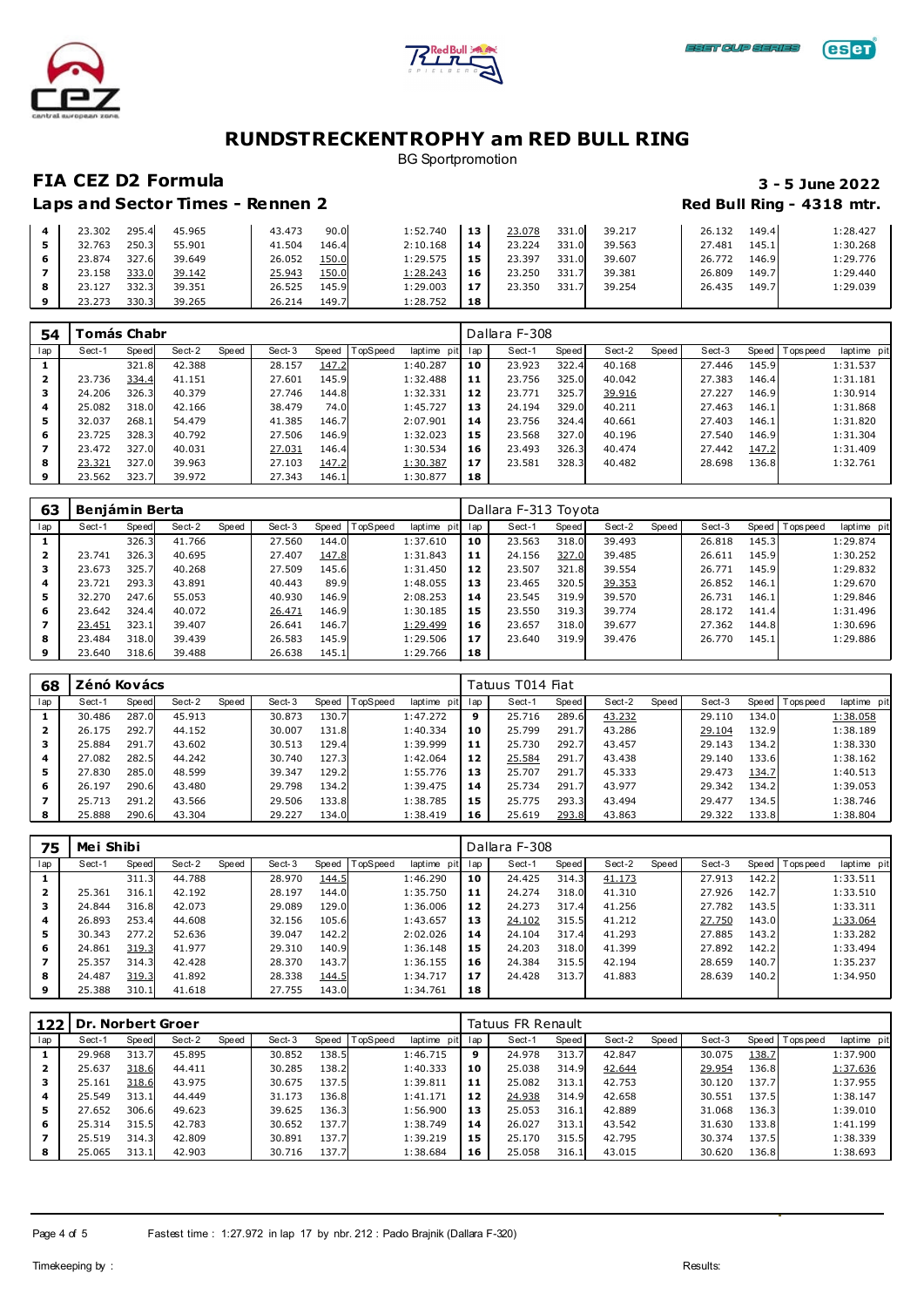# RUNDSTRECKENTROPHY am RED BULL RING

BG Sportpromotion

## FIA CEZ D2 Formula

**3 - 5 June 2022**

### Laps and Sector Times - Rennen 2

**Red Bull Ring - 4318 mtr.**

| lap | Sect-1 | Speed | Sect-2 | Speed | Sect-3 | Speed | TopSpeed | laptime pit | lap | Sect-1 | Speed | Sect-2 | Speed | Sect-3 | Speed | Topspeed | laptime pit |
|---|---|---|---|---|---|---|---|---|---|---|---|---|---|---|---|---|---|
| 4 | 23.302 | 295.4 | 45.965 | | 43.473 | 90.0 | | 1:52.740 | 13 | 23.078 | 331.0 | 39.217 | | 26.132 | 149.4 | | 1:28.427 |
| 5 | 32.763 | 250.3 | 55.901 | | 41.504 | 146.4 | | 2:10.168 | 14 | 23.224 | 331.0 | 39.563 | | 27.481 | 145.1 | | 1:30.268 |
| 6 | 23.874 | 327.6 | 39.649 | | 26.052 | 150.0 | | 1:29.575 | 15 | 23.397 | 331.0 | 39.607 | | 26.772 | 146.9 | | 1:29.776 |
| 7 | 23.158 | 333.0 | 39.142 | | 25.943 | 150.0 | | 1:28.243 | 16 | 23.250 | 331.7 | 39.381 | | 26.809 | 149.7 | | 1:29.440 |
| 8 | 23.127 | 332.3 | 39.351 | | 26.525 | 145.9 | | 1:29.003 | 17 | 23.350 | 331.7 | 39.254 | | 26.435 | 149.7 | | 1:29.039 |
| 9 | 23.273 | 330.3 | 39.265 | | 26.214 | 149.7 | | 1:28.752 | 18 | | | | | | | | |

**54 Tomás Chabr** — Dallara F-308

| lap | Sect-1 | Speed | Sect-2 | Speed | Sect-3 | Speed | TopSpeed | laptime pit | lap | Sect-1 | Speed | Sect-2 | Speed | Sect-3 | Speed | Topspeed | laptime pit |
|---|---|---|---|---|---|---|---|---|---|---|---|---|---|---|---|---|---|
| 1 | | 321.8 | 42.388 | | 28.157 | 147.2 | | 1:40.287 | 10 | 23.923 | 322.4 | 40.168 | | 27.446 | 145.9 | | 1:31.537 |
| 2 | 23.736 | 334.4 | 41.151 | | 27.601 | 145.9 | | 1:32.488 | 11 | 23.756 | 325.0 | 40.042 | | 27.383 | 146.4 | | 1:31.181 |
| 3 | 24.206 | 326.3 | 40.379 | | 27.746 | 144.8 | | 1:32.331 | 12 | 23.771 | 325.7 | 39.916 | | 27.227 | 146.9 | | 1:30.914 |
| 4 | 25.082 | 318.0 | 42.166 | | 38.479 | 74.0 | | 1:45.727 | 13 | 24.194 | 329.0 | 40.211 | | 27.463 | 146.1 | | 1:31.868 |
| 5 | 32.037 | 268.1 | 54.479 | | 41.385 | 146.7 | | 2:07.901 | 14 | 23.756 | 324.4 | 40.661 | | 27.403 | 146.1 | | 1:31.820 |
| 6 | 23.725 | 328.3 | 40.792 | | 27.506 | 146.9 | | 1:32.023 | 15 | 23.568 | 327.0 | 40.196 | | 27.540 | 146.9 | | 1:31.304 |
| 7 | 23.472 | 327.0 | 40.031 | | 27.031 | 146.4 | | 1:30.534 | 16 | 23.493 | 326.3 | 40.474 | | 27.442 | 147.2 | | 1:31.409 |
| 8 | 23.321 | 327.0 | 39.963 | | 27.103 | 147.2 | | 1:30.387 | 17 | 23.581 | 328.3 | 40.482 | | 28.698 | 136.8 | | 1:32.761 |
| 9 | 23.562 | 323.7 | 39.972 | | 27.343 | 146.1 | | 1:30.877 | 18 | | | | | | | | |

**63 Benjámin Berta** — Dallara F-313 Toyota

| lap | Sect-1 | Speed | Sect-2 | Speed | Sect-3 | Speed | TopSpeed | laptime pit | lap | Sect-1 | Speed | Sect-2 | Speed | Sect-3 | Speed | Topspeed | laptime pit |
|---|---|---|---|---|---|---|---|---|---|---|---|---|---|---|---|---|---|
| 1 | | 326.3 | 41.766 | | 27.560 | 144.0 | | 1:37.610 | 10 | 23.563 | 318.0 | 39.493 | | 26.818 | 145.3 | | 1:29.874 |
| 2 | 23.741 | 326.3 | 40.695 | | 27.407 | 147.8 | | 1:31.843 | 11 | 24.156 | 327.0 | 39.485 | | 26.611 | 145.9 | | 1:30.252 |
| 3 | 23.673 | 325.7 | 40.268 | | 27.509 | 145.6 | | 1:31.450 | 12 | 23.507 | 321.8 | 39.554 | | 26.771 | 145.9 | | 1:29.832 |
| 4 | 23.721 | 293.3 | 43.891 | | 40.443 | 89.9 | | 1:48.055 | 13 | 23.465 | 320.5 | 39.353 | | 26.852 | 146.1 | | 1:29.670 |
| 5 | 32.270 | 247.6 | 55.053 | | 40.930 | 146.9 | | 2:08.253 | 14 | 23.545 | 319.9 | 39.570 | | 26.731 | 146.1 | | 1:29.846 |
| 6 | 23.642 | 324.4 | 40.072 | | 26.471 | 146.9 | | 1:30.185 | 15 | 23.550 | 319.3 | 39.774 | | 28.172 | 141.4 | | 1:31.496 |
| 7 | 23.451 | 323.1 | 39.407 | | 26.641 | 146.7 | | 1:29.499 | 16 | 23.657 | 318.0 | 39.677 | | 27.362 | 144.8 | | 1:30.696 |
| 8 | 23.484 | 318.0 | 39.439 | | 26.583 | 145.9 | | 1:29.506 | 17 | 23.640 | 319.9 | 39.476 | | 26.770 | 145.1 | | 1:29.886 |
| 9 | 23.640 | 318.6 | 39.488 | | 26.638 | 145.1 | | 1:29.766 | 18 | | | | | | | | |

**68 Zénó Kovács** — Tatuus T014 Fiat

| lap | Sect-1 | Speed | Sect-2 | Speed | Sect-3 | Speed | TopSpeed | laptime pit | lap | Sect-1 | Speed | Sect-2 | Speed | Sect-3 | Speed | Topspeed | laptime pit |
|---|---|---|---|---|---|---|---|---|---|---|---|---|---|---|---|---|---|
| 1 | 30.486 | 287.0 | 45.913 | | 30.873 | 130.7 | | 1:47.272 | 9 | 25.716 | 289.6 | 43.232 | | 29.110 | 134.0 | | 1:38.058 |
| 2 | 26.175 | 292.7 | 44.152 | | 30.007 | 131.8 | | 1:40.334 | 10 | 25.799 | 291.7 | 43.286 | | 29.104 | 132.9 | | 1:38.189 |
| 3 | 25.884 | 291.7 | 43.602 | | 30.513 | 129.4 | | 1:39.999 | 11 | 25.730 | 292.7 | 43.457 | | 29.143 | 134.2 | | 1:38.330 |
| 4 | 27.082 | 282.5 | 44.242 | | 30.740 | 127.3 | | 1:42.064 | 12 | 25.584 | 291.7 | 43.438 | | 29.140 | 133.6 | | 1:38.162 |
| 5 | 27.830 | 285.0 | 48.599 | | 39.347 | 129.2 | | 1:55.776 | 13 | 25.707 | 291.7 | 45.333 | | 29.473 | 134.7 | | 1:40.513 |
| 6 | 26.197 | 290.6 | 43.480 | | 29.798 | 134.2 | | 1:39.475 | 14 | 25.734 | 291.7 | 43.977 | | 29.342 | 134.2 | | 1:39.053 |
| 7 | 25.713 | 291.2 | 43.566 | | 29.506 | 133.8 | | 1:38.785 | 15 | 25.775 | 293.3 | 43.494 | | 29.477 | 134.5 | | 1:38.746 |
| 8 | 25.888 | 290.6 | 43.304 | | 29.227 | 134.0 | | 1:38.419 | 16 | 25.619 | 293.8 | 43.863 | | 29.322 | 133.8 | | 1:38.804 |

**75 Mei Shibi** — Dallara F-308

| lap | Sect-1 | Speed | Sect-2 | Speed | Sect-3 | Speed | TopSpeed | laptime pit | lap | Sect-1 | Speed | Sect-2 | Speed | Sect-3 | Speed | Topspeed | laptime pit |
|---|---|---|---|---|---|---|---|---|---|---|---|---|---|---|---|---|---|
| 1 | | 311.3 | 44.788 | | 28.970 | 144.5 | | 1:46.290 | 10 | 24.425 | 314.3 | 41.173 | | 27.913 | 142.2 | | 1:33.511 |
| 2 | 25.361 | 316.1 | 42.192 | | 28.197 | 144.0 | | 1:35.750 | 11 | 24.274 | 318.0 | 41.310 | | 27.926 | 142.7 | | 1:33.510 |
| 3 | 24.844 | 316.8 | 42.073 | | 29.089 | 129.0 | | 1:36.006 | 12 | 24.273 | 317.4 | 41.256 | | 27.782 | 143.5 | | 1:33.311 |
| 4 | 26.893 | 253.4 | 44.608 | | 32.156 | 105.6 | | 1:43.657 | 13 | 24.102 | 315.5 | 41.212 | | 27.750 | 143.0 | | 1:33.064 |
| 5 | 30.343 | 277.2 | 52.636 | | 39.047 | 142.2 | | 2:02.026 | 14 | 24.104 | 317.4 | 41.293 | | 27.885 | 143.2 | | 1:33.282 |
| 6 | 24.861 | 319.3 | 41.977 | | 29.310 | 140.9 | | 1:36.148 | 15 | 24.203 | 318.0 | 41.399 | | 27.892 | 142.2 | | 1:33.494 |
| 7 | 25.357 | 314.3 | 42.428 | | 28.370 | 143.7 | | 1:36.155 | 16 | 24.384 | 315.5 | 42.194 | | 28.659 | 140.7 | | 1:35.237 |
| 8 | 24.487 | 319.3 | 41.892 | | 28.338 | 144.5 | | 1:34.717 | 17 | 24.428 | 313.7 | 41.883 | | 28.639 | 140.2 | | 1:34.950 |
| 9 | 25.388 | 310.1 | 41.618 | | 27.755 | 143.0 | | 1:34.761 | 18 | | | | | | | | |

**122 Dr. Norbert Groer** — Tatuus FR Renault

| lap | Sect-1 | Speed | Sect-2 | Speed | Sect-3 | Speed | TopSpeed | laptime pit | lap | Sect-1 | Speed | Sect-2 | Speed | Sect-3 | Speed | Topspeed | laptime pit |
|---|---|---|---|---|---|---|---|---|---|---|---|---|---|---|---|---|---|
| 1 | 29.968 | 313.7 | 45.895 | | 30.852 | 138.5 | | 1:46.715 | 9 | 24.978 | 313.7 | 42.847 | | 30.075 | 138.7 | | 1:37.900 |
| 2 | 25.637 | 318.6 | 44.411 | | 30.285 | 138.2 | | 1:40.333 | 10 | 25.038 | 314.9 | 42.644 | | 29.954 | 136.8 | | 1:37.636 |
| 3 | 25.161 | 318.6 | 43.975 | | 30.675 | 137.5 | | 1:39.811 | 11 | 25.082 | 313.1 | 42.753 | | 30.120 | 137.7 | | 1:37.955 |
| 4 | 25.549 | 313.1 | 44.449 | | 31.173 | 136.8 | | 1:41.171 | 12 | 24.938 | 314.9 | 42.658 | | 30.551 | 137.5 | | 1:38.147 |
| 5 | 27.652 | 306.6 | 49.623 | | 39.625 | 136.3 | | 1:56.900 | 13 | 25.053 | 316.1 | 42.889 | | 31.068 | 136.3 | | 1:39.010 |
| 6 | 25.314 | 315.5 | 42.783 | | 30.652 | 137.7 | | 1:38.749 | 14 | 26.027 | 313.1 | 43.542 | | 31.630 | 133.8 | | 1:41.199 |
| 7 | 25.519 | 314.3 | 42.809 | | 30.891 | 137.7 | | 1:39.219 | 15 | 25.170 | 315.5 | 42.795 | | 30.374 | 137.5 | | 1:38.339 |
| 8 | 25.065 | 313.1 | 42.903 | | 30.716 | 137.7 | | 1:38.684 | 16 | 25.058 | 316.1 | 43.015 | | 30.620 | 136.8 | | 1:38.693 |

Fastest time : 1:27.972 in lap 17 by nbr. 212 : Paolo Brajnik (Dallara F-320)

Timekeeping by :

Results: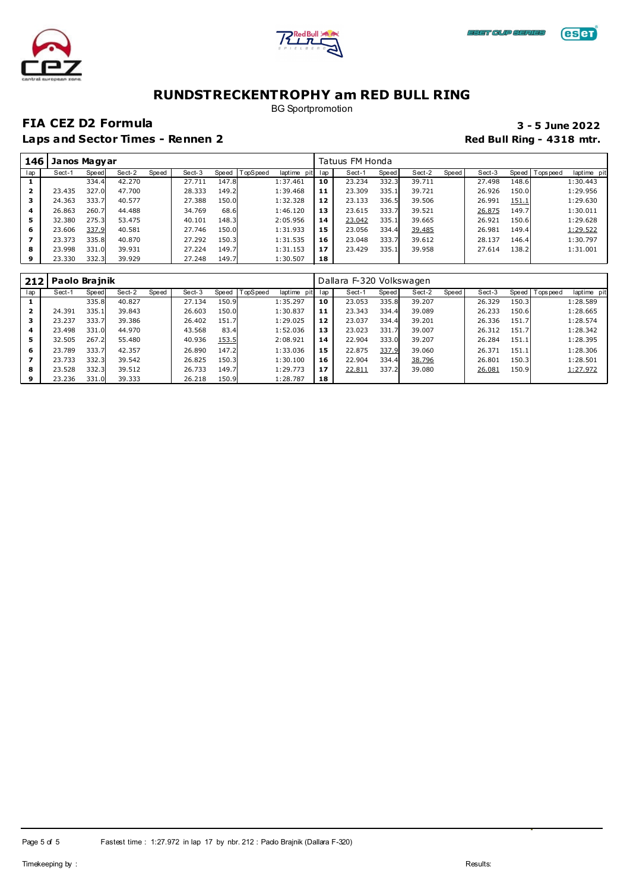# RUNDSTRECKENTROPHY am RED BULL RING

BG Sportpromotion

## FIA CEZ D2 Formula

**3 - 5 June 2022**

### Laps and Sector Times - Rennen 2

**Red Bull Ring - 4318 mtr.**

| 146 | Janos Magyar | | | | | | | | | Tatuus FM Honda | | | | | | | | |
|---|---|---|---|---|---|---|---|---|---|---|---|---|---|---|---|---|---|---|
| lap | Sect-1 | Speed | Sect-2 | Speed | Sect-3 | Speed | TopSpeed | laptime pit | lap | Sect-1 | Speed | Sect-2 | Speed | Sect-3 | Speed | Topspeed | laptime pit |
| 1 | | 334.4 | 42.270 | | 27.711 | 147.8 | | 1:37.461 | 10 | 23.234 | 332.3 | 39.711 | | 27.498 | 148.6 | | 1:30.443 |
| 2 | 23.435 | 327.0 | 47.700 | | 28.333 | 149.2 | | 1:39.468 | 11 | 23.309 | 335.1 | 39.721 | | 26.926 | 150.0 | | 1:29.956 |
| 3 | 24.363 | 333.7 | 40.577 | | 27.388 | 150.0 | | 1:32.328 | 12 | 23.133 | 336.5 | 39.506 | | 26.991 | 151.1 | | 1:29.630 |
| 4 | 26.863 | 260.7 | 44.488 | | 34.769 | 68.6 | | 1:46.120 | 13 | 23.615 | 333.7 | 39.521 | | 26.875 | 149.7 | | 1:30.011 |
| 5 | 32.380 | 275.3 | 53.475 | | 40.101 | 148.3 | | 2:05.956 | 14 | 23.042 | 335.1 | 39.665 | | 26.921 | 150.6 | | 1:29.628 |
| 6 | 23.606 | 337.9 | 40.581 | | 27.746 | 150.0 | | 1:31.933 | 15 | 23.056 | 334.4 | 39.485 | | 26.981 | 149.4 | | 1:29.522 |
| 7 | 23.373 | 335.8 | 40.870 | | 27.292 | 150.3 | | 1:31.535 | 16 | 23.048 | 333.7 | 39.612 | | 28.137 | 146.4 | | 1:30.797 |
| 8 | 23.998 | 331.0 | 39.931 | | 27.224 | 149.7 | | 1:31.153 | 17 | 23.429 | 335.1 | 39.958 | | 27.614 | 138.2 | | 1:31.001 |
| 9 | 23.330 | 332.3 | 39.929 | | 27.248 | 149.7 | | 1:30.507 | 18 | | | | | | | | |

| 212 | Paolo Brajnik | | | | | | | | | Dallara F-320 Volkswagen | | | | | | | | |
|---|---|---|---|---|---|---|---|---|---|---|---|---|---|---|---|---|---|---|
| lap | Sect-1 | Speed | Sect-2 | Speed | Sect-3 | Speed | TopSpeed | laptime pit | lap | Sect-1 | Speed | Sect-2 | Speed | Sect-3 | Speed | Topspeed | laptime pit |
| 1 | | 335.8 | 40.827 | | 27.134 | 150.9 | | 1:35.297 | 10 | 23.053 | 335.8 | 39.207 | | 26.329 | 150.3 | | 1:28.589 |
| 2 | 24.391 | 335.1 | 39.843 | | 26.603 | 150.0 | | 1:30.837 | 11 | 23.343 | 334.4 | 39.089 | | 26.233 | 150.6 | | 1:28.665 |
| 3 | 23.237 | 333.7 | 39.386 | | 26.402 | 151.7 | | 1:29.025 | 12 | 23.037 | 334.4 | 39.201 | | 26.336 | 151.7 | | 1:28.574 |
| 4 | 23.498 | 331.0 | 44.970 | | 43.568 | 83.4 | | 1:52.036 | 13 | 23.023 | 331.7 | 39.007 | | 26.312 | 151.7 | | 1:28.342 |
| 5 | 32.505 | 267.2 | 55.480 | | 40.936 | 153.5 | | 2:08.921 | 14 | 22.904 | 333.0 | 39.207 | | 26.284 | 151.1 | | 1:28.395 |
| 6 | 23.789 | 333.7 | 42.357 | | 26.890 | 147.2 | | 1:33.036 | 15 | 22.875 | 337.9 | 39.060 | | 26.371 | 151.1 | | 1:28.306 |
| 7 | 23.733 | 332.3 | 39.542 | | 26.825 | 150.3 | | 1:30.100 | 16 | 22.904 | 334.4 | 38.796 | | 26.801 | 150.3 | | 1:28.501 |
| 8 | 23.528 | 332.3 | 39.512 | | 26.733 | 149.7 | | 1:29.773 | 17 | 22.811 | 337.2 | 39.080 | | 26.081 | 150.9 | | 1:27.972 |
| 9 | 23.236 | 331.0 | 39.333 | | 26.218 | 150.9 | | 1:28.787 | 18 | | | | | | | | |

Fastest time : 1:27.972 in lap 17 by nbr. 212 : Paolo Brajnik (Dallara F-320)

Timekeeping by :

Results: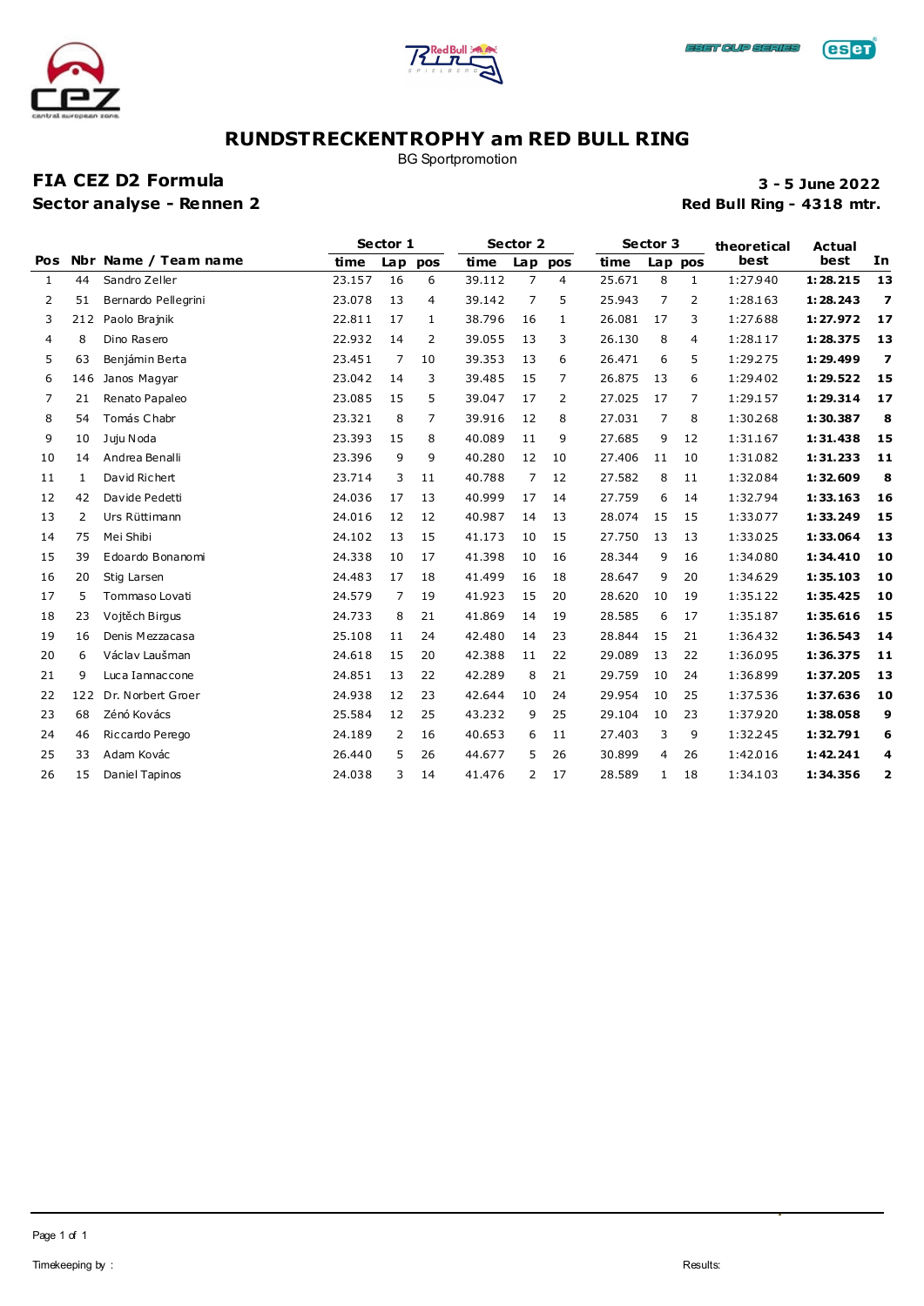# RUNDSTRECKENTROPHY am RED BULL RING

BG Sportpromotion

## FIA CEZ D2 Formula

**3 - 5 June 2022**

### Sector analyse - Rennen 2

**Red Bull Ring - 4318 mtr.**

| Pos | Nbr | Name / Team name | Sector 1 | | | Sector 2 | | | Sector 3 | | | theoretical best | Actual best | In |
|---|---|---|---|---|---|---|---|---|---|---|---|---|---|---|
| | | | time | Lap | pos | time | Lap | pos | time | Lap | pos | | | |
| 1 | 44 | Sandro Zeller | 23.157 | 16 | 6 | 39.112 | 7 | 4 | 25.671 | 8 | 1 | 1:27.940 | **1:28.215** | **13** |
| 2 | 51 | Bernardo Pellegrini | 23.078 | 13 | 4 | 39.142 | 7 | 5 | 25.943 | 7 | 2 | 1:28.163 | **1:28.243** | **7** |
| 3 | 212 | Paolo Brajnik | 22.811 | 17 | 1 | 38.796 | 16 | 1 | 26.081 | 17 | 3 | 1:27.688 | **1:27.972** | **17** |
| 4 | 8 | Dino Rasero | 22.932 | 14 | 2 | 39.055 | 13 | 3 | 26.130 | 8 | 4 | 1:28.117 | **1:28.375** | **13** |
| 5 | 63 | Benjámin Berta | 23.451 | 7 | 10 | 39.353 | 13 | 6 | 26.471 | 6 | 5 | 1:29.275 | **1:29.499** | **7** |
| 6 | 146 | Janos Magyar | 23.042 | 14 | 3 | 39.485 | 15 | 7 | 26.875 | 13 | 6 | 1:29.402 | **1:29.522** | **15** |
| 7 | 21 | Renato Papaleo | 23.085 | 15 | 5 | 39.047 | 17 | 2 | 27.025 | 17 | 7 | 1:29.157 | **1:29.314** | **17** |
| 8 | 54 | Tomás Chabr | 23.321 | 8 | 7 | 39.916 | 12 | 8 | 27.031 | 7 | 8 | 1:30.268 | **1:30.387** | **8** |
| 9 | 10 | Juju Noda | 23.393 | 15 | 8 | 40.089 | 11 | 9 | 27.685 | 9 | 12 | 1:31.167 | **1:31.438** | **15** |
| 10 | 14 | Andrea Benalli | 23.396 | 9 | 9 | 40.280 | 12 | 10 | 27.406 | 11 | 10 | 1:31.082 | **1:31.233** | **11** |
| 11 | 1 | David Richert | 23.714 | 3 | 11 | 40.788 | 7 | 12 | 27.582 | 8 | 11 | 1:32.084 | **1:32.609** | **8** |
| 12 | 42 | Davide Pedetti | 24.036 | 17 | 13 | 40.999 | 17 | 14 | 27.759 | 6 | 14 | 1:32.794 | **1:33.163** | **16** |
| 13 | 2 | Urs Rüttimann | 24.016 | 12 | 12 | 40.987 | 14 | 13 | 28.074 | 15 | 15 | 1:33.077 | **1:33.249** | **15** |
| 14 | 75 | Mei Shibi | 24.102 | 13 | 15 | 41.173 | 10 | 15 | 27.750 | 13 | 13 | 1:33.025 | **1:33.064** | **13** |
| 15 | 39 | Edoardo Bonanomi | 24.338 | 10 | 17 | 41.398 | 10 | 16 | 28.344 | 9 | 16 | 1:34.080 | **1:34.410** | **10** |
| 16 | 20 | Stig Larsen | 24.483 | 17 | 18 | 41.499 | 16 | 18 | 28.647 | 9 | 20 | 1:34.629 | **1:35.103** | **10** |
| 17 | 5 | Tommaso Lovati | 24.579 | 7 | 19 | 41.923 | 15 | 20 | 28.620 | 10 | 19 | 1:35.122 | **1:35.425** | **10** |
| 18 | 23 | Vojtěch Birgus | 24.733 | 8 | 21 | 41.869 | 14 | 19 | 28.585 | 6 | 17 | 1:35.187 | **1:35.616** | **15** |
| 19 | 16 | Denis Mezzacasa | 25.108 | 11 | 24 | 42.480 | 14 | 23 | 28.844 | 15 | 21 | 1:36.432 | **1:36.543** | **14** |
| 20 | 6 | Václav Laušman | 24.618 | 15 | 20 | 42.388 | 11 | 22 | 29.089 | 13 | 22 | 1:36.095 | **1:36.375** | **11** |
| 21 | 9 | Luca Iannaccone | 24.851 | 13 | 22 | 42.289 | 8 | 21 | 29.759 | 10 | 24 | 1:36.899 | **1:37.205** | **13** |
| 22 | 122 | Dr. Norbert Groer | 24.938 | 12 | 23 | 42.644 | 10 | 24 | 29.954 | 10 | 25 | 1:37.536 | **1:37.636** | **10** |
| 23 | 68 | Zénó Kovács | 25.584 | 12 | 25 | 43.232 | 9 | 25 | 29.104 | 10 | 23 | 1:37.920 | **1:38.058** | **9** |
| 24 | 46 | Riccardo Perego | 24.189 | 2 | 16 | 40.653 | 6 | 11 | 27.403 | 3 | 9 | 1:32.245 | **1:32.791** | **6** |
| 25 | 33 | Adam Kovác | 26.440 | 5 | 26 | 44.677 | 5 | 26 | 30.899 | 4 | 26 | 1:42.016 | **1:42.241** | **4** |
| 26 | 15 | Daniel Tapinos | 24.038 | 3 | 14 | 41.476 | 2 | 17 | 28.589 | 1 | 18 | 1:34.103 | **1:34.356** | **2** |

Timekeeping by :

Results: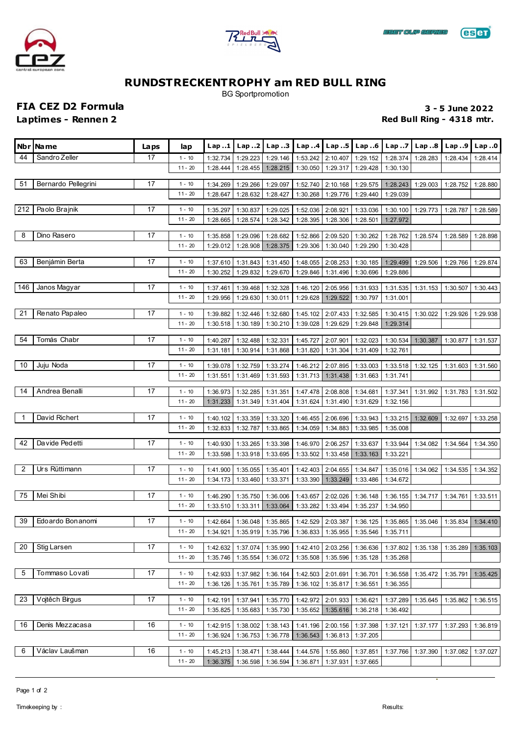# RUNDSTRECKENTROPHY am RED BULL RING

BG Sportpromotion

## FIA CEZ D2 Formula

**Laptimes - Rennen 2**

**3 - 5 June 2022**

**Red Bull Ring - 4318 mtr.**

| Nbr | Name | Laps | lap | Lap ..1 | Lap ..2 | Lap ..3 | Lap ..4 | Lap ..5 | Lap ..6 | Lap ..7 | Lap ..8 | Lap ..9 | Lap ..0 |
|---|---|---|---|---|---|---|---|---|---|---|---|---|---|
| 44 | Sandro Zeller | 17 | 1 - 10 | 1:32.734 | 1:29.223 | 1:29.146 | 1:53.242 | 2:10.407 | 1:29.152 | 1:28.374 | 1:28.283 | 1:28.434 | 1:28.414 |
| | | | 11 - 20 | 1:28.444 | 1:28.455 | 1:28.215 | 1:30.050 | 1:29.317 | 1:29.428 | 1:30.130 | | | |
| 51 | Bernardo Pellegrini | 17 | 1 - 10 | 1:34.269 | 1:29.266 | 1:29.097 | 1:52.740 | 2:10.168 | 1:29.575 | 1:28.243 | 1:29.003 | 1:28.752 | 1:28.880 |
| | | | 11 - 20 | 1:28.647 | 1:28.632 | 1:28.427 | 1:30.268 | 1:29.776 | 1:29.440 | 1:29.039 | | | |
| 212 | Paolo Brajnik | 17 | 1 - 10 | 1:35.297 | 1:30.837 | 1:29.025 | 1:52.036 | 2:08.921 | 1:33.036 | 1:30.100 | 1:29.773 | 1:28.787 | 1:28.589 |
| | | | 11 - 20 | 1:28.665 | 1:28.574 | 1:28.342 | 1:28.395 | 1:28.306 | 1:28.501 | 1:27.972 | | | |
| 8 | Dino Rasero | 17 | 1 - 10 | 1:35.858 | 1:29.096 | 1:28.682 | 1:52.866 | 2:09.520 | 1:30.262 | 1:28.762 | 1:28.574 | 1:28.589 | 1:28.898 |
| | | | 11 - 20 | 1:29.012 | 1:28.908 | 1:28.375 | 1:29.306 | 1:30.040 | 1:29.290 | 1:30.428 | | | |
| 63 | Benjámin Berta | 17 | 1 - 10 | 1:37.610 | 1:31.843 | 1:31.450 | 1:48.055 | 2:08.253 | 1:30.185 | 1:29.499 | 1:29.506 | 1:29.766 | 1:29.874 |
| | | | 11 - 20 | 1:30.252 | 1:29.832 | 1:29.670 | 1:29.846 | 1:31.496 | 1:30.696 | 1:29.886 | | | |
| 146 | Janos Magyar | 17 | 1 - 10 | 1:37.461 | 1:39.468 | 1:32.328 | 1:46.120 | 2:05.956 | 1:31.933 | 1:31.535 | 1:31.153 | 1:30.507 | 1:30.443 |
| | | | 11 - 20 | 1:29.956 | 1:29.630 | 1:30.011 | 1:29.628 | 1:29.522 | 1:30.797 | 1:31.001 | | | |
| 21 | Renato Papaleo | 17 | 1 - 10 | 1:39.882 | 1:32.446 | 1:32.680 | 1:45.102 | 2:07.433 | 1:32.585 | 1:30.415 | 1:30.022 | 1:29.926 | 1:29.938 |
| | | | 11 - 20 | 1:30.518 | 1:30.189 | 1:30.210 | 1:39.028 | 1:29.629 | 1:29.848 | 1:29.314 | | | |
| 54 | Tomás Chabr | 17 | 1 - 10 | 1:40.287 | 1:32.488 | 1:32.331 | 1:45.727 | 2:07.901 | 1:32.023 | 1:30.534 | 1:30.387 | 1:30.877 | 1:31.537 |
| | | | 11 - 20 | 1:31.181 | 1:30.914 | 1:31.868 | 1:31.820 | 1:31.304 | 1:31.409 | 1:32.761 | | | |
| 10 | Juju Noda | 17 | 1 - 10 | 1:39.078 | 1:32.759 | 1:33.274 | 1:46.212 | 2:07.895 | 1:33.003 | 1:33.518 | 1:32.125 | 1:31.603 | 1:31.560 |
| | | | 11 - 20 | 1:31.551 | 1:31.469 | 1:31.593 | 1:31.713 | 1:31.438 | 1:31.663 | 1:31.741 | | | |
| 14 | Andrea Benalli | 17 | 1 - 10 | 1:36.973 | 1:32.285 | 1:31.351 | 1:47.478 | 2:08.808 | 1:34.681 | 1:37.341 | 1:31.992 | 1:31.783 | 1:31.502 |
| | | | 11 - 20 | 1:31.233 | 1:31.349 | 1:31.404 | 1:31.624 | 1:31.490 | 1:31.629 | 1:32.156 | | | |
| 1 | David Richert | 17 | 1 - 10 | 1:40.102 | 1:33.359 | 1:33.320 | 1:46.455 | 2:06.696 | 1:33.943 | 1:33.215 | 1:32.609 | 1:32.697 | 1:33.258 |
| | | | 11 - 20 | 1:32.833 | 1:32.787 | 1:33.865 | 1:34.059 | 1:34.883 | 1:33.985 | 1:35.008 | | | |
| 42 | Davide Pedetti | 17 | 1 - 10 | 1:40.930 | 1:33.265 | 1:33.398 | 1:46.970 | 2:06.257 | 1:33.637 | 1:33.944 | 1:34.082 | 1:34.564 | 1:34.350 |
| | | | 11 - 20 | 1:33.598 | 1:33.918 | 1:33.695 | 1:33.502 | 1:33.458 | 1:33.163 | 1:33.221 | | | |
| 2 | Urs Rüttimann | 17 | 1 - 10 | 1:41.900 | 1:35.055 | 1:35.401 | 1:42.403 | 2:04.655 | 1:34.847 | 1:35.016 | 1:34.062 | 1:34.535 | 1:34.352 |
| | | | 11 - 20 | 1:34.173 | 1:33.460 | 1:33.371 | 1:33.390 | 1:33.249 | 1:33.486 | 1:34.672 | | | |
| 75 | Mei Shibi | 17 | 1 - 10 | 1:46.290 | 1:35.750 | 1:36.006 | 1:43.657 | 2:02.026 | 1:36.148 | 1:36.155 | 1:34.717 | 1:34.761 | 1:33.511 |
| | | | 11 - 20 | 1:33.510 | 1:33.311 | 1:33.064 | 1:33.282 | 1:33.494 | 1:35.237 | 1:34.950 | | | |
| 39 | Edoardo Bonanomi | 17 | 1 - 10 | 1:42.664 | 1:36.048 | 1:35.865 | 1:42.529 | 2:03.387 | 1:36.125 | 1:35.865 | 1:35.046 | 1:35.834 | 1:34.410 |
| | | | 11 - 20 | 1:34.921 | 1:35.919 | 1:35.796 | 1:36.833 | 1:35.955 | 1:35.546 | 1:35.711 | | | |
| 20 | Stig Larsen | 17 | 1 - 10 | 1:42.632 | 1:37.074 | 1:35.990 | 1:42.410 | 2:03.256 | 1:36.636 | 1:37.802 | 1:35.138 | 1:35.289 | 1:35.103 |
| | | | 11 - 20 | 1:35.746 | 1:35.554 | 1:36.072 | 1:35.508 | 1:35.596 | 1:35.128 | 1:35.268 | | | |
| 5 | Tommaso Lovati | 17 | 1 - 10 | 1:42.933 | 1:37.982 | 1:36.164 | 1:42.503 | 2:01.691 | 1:36.701 | 1:36.558 | 1:35.472 | 1:35.791 | 1:35.425 |
| | | | 11 - 20 | 1:36.126 | 1:35.761 | 1:35.789 | 1:36.102 | 1:35.817 | 1:36.551 | 1:36.355 | | | |
| 23 | Vojtěch Birgus | 17 | 1 - 10 | 1:42.191 | 1:37.941 | 1:35.770 | 1:42.972 | 2:01.933 | 1:36.621 | 1:37.289 | 1:35.645 | 1:35.862 | 1:36.515 |
| | | | 11 - 20 | 1:35.825 | 1:35.683 | 1:35.730 | 1:35.652 | 1:35.616 | 1:36.218 | 1:36.492 | | | |
| 16 | Denis Mezzacasa | 16 | 1 - 10 | 1:42.915 | 1:38.002 | 1:38.143 | 1:41.196 | 2:00.156 | 1:37.398 | 1:37.121 | 1:37.177 | 1:37.293 | 1:36.819 |
| | | | 11 - 20 | 1:36.924 | 1:36.753 | 1:36.778 | 1:36.543 | 1:36.813 | 1:37.205 | | | | |
| 6 | Václav Laušman | 16 | 1 - 10 | 1:45.213 | 1:38.471 | 1:38.444 | 1:44.576 | 1:55.860 | 1:37.851 | 1:37.766 | 1:37.390 | 1:37.082 | 1:37.027 |
| | | | 11 - 20 | 1:36.375 | 1:36.598 | 1:36.594 | 1:36.871 | 1:37.931 | 1:37.665 | | | | |

Timekeeping by :

Results: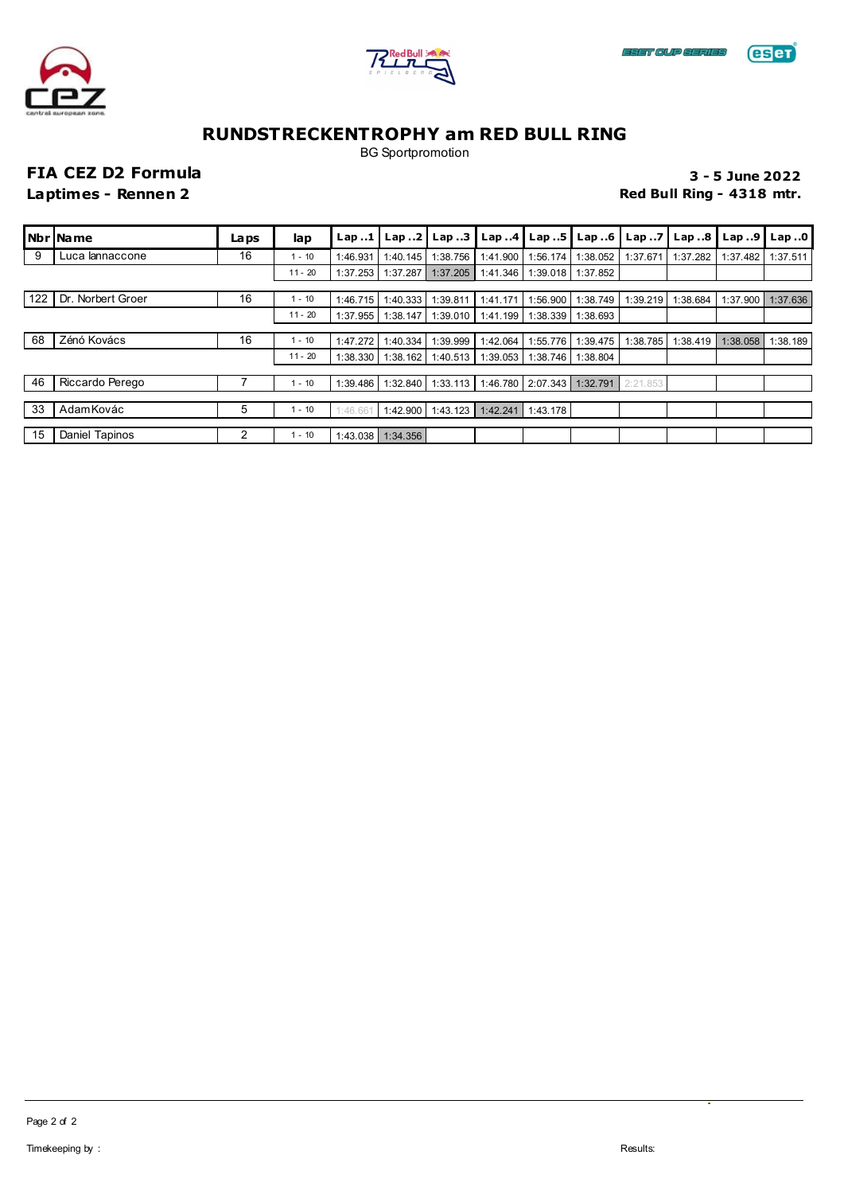# RUNDSTRECKENTROPHY am RED BULL RING

BG Sportpromotion

## FIA CEZ D2 Formula

**Laptimes - Rennen 2**

**3 - 5 June 2022**

**Red Bull Ring - 4318 mtr.**

| Nbr | Name | Laps | lap | Lap ..1 | Lap ..2 | Lap ..3 | Lap ..4 | Lap ..5 | Lap ..6 | Lap ..7 | Lap ..8 | Lap ..9 | Lap ..0 |
|---|---|---|---|---|---|---|---|---|---|---|---|---|---|
| 9 | Luca Iannaccone | 16 | 1 - 10 | 1:46.931 | 1:40.145 | 1:38.756 | 1:41.900 | 1:56.174 | 1:38.052 | 1:37.671 | 1:37.282 | 1:37.482 | 1:37.511 |
| | | | 11 - 20 | 1:37.253 | 1:37.287 | 1:37.205 | 1:41.346 | 1:39.018 | 1:37.852 | | | | |
| 122 | Dr. Norbert Groer | 16 | 1 - 10 | 1:46.715 | 1:40.333 | 1:39.811 | 1:41.171 | 1:56.900 | 1:38.749 | 1:39.219 | 1:38.684 | 1:37.900 | 1:37.636 |
| | | | 11 - 20 | 1:37.955 | 1:38.147 | 1:39.010 | 1:41.199 | 1:38.339 | 1:38.693 | | | | |
| 68 | Zénó Kovács | 16 | 1 - 10 | 1:47.272 | 1:40.334 | 1:39.999 | 1:42.064 | 1:55.776 | 1:39.475 | 1:38.785 | 1:38.419 | 1:38.058 | 1:38.189 |
| | | | 11 - 20 | 1:38.330 | 1:38.162 | 1:40.513 | 1:39.053 | 1:38.746 | 1:38.804 | | | | |
| 46 | Riccardo Perego | 7 | 1 - 10 | 1:39.486 | 1:32.840 | 1:33.113 | 1:46.780 | 2:07.343 | 1:32.791 | 2:21.853 | | | |
| 33 | Adam Kovác | 5 | 1 - 10 | 1:46.661 | 1:42.900 | 1:43.123 | 1:42.241 | 1:43.178 | | | | | |
| 15 | Daniel Tapinos | 2 | 1 - 10 | 1:43.038 | 1:34.356 | | | | | | | | |

Timekeeping by :

Results: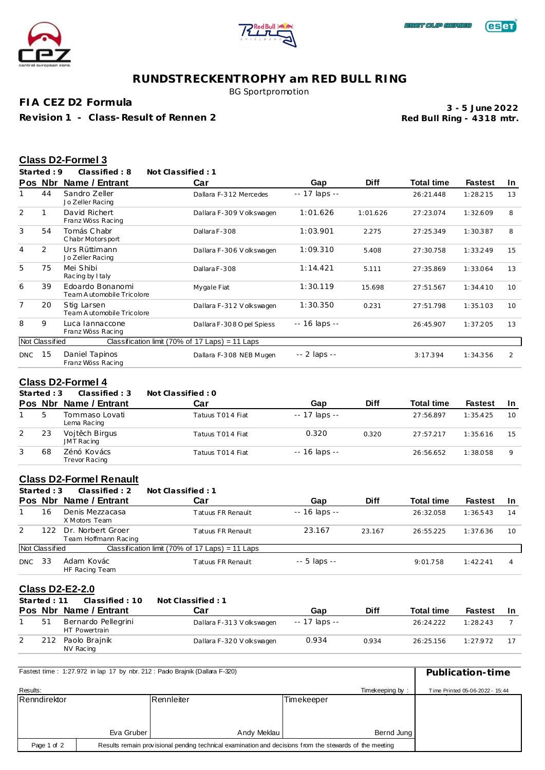# RUNDSTRECKENTROPHY am RED BULL RING

BG Sportpromotion

**FIA CEZ D2 Formula**

**Revision 1 - Class-Result of Rennen 2**

**3 - 5 June 2022**
**Red Bull Ring - 4318 mtr.**

## Class D2-Formel 3

**Started : 9  Classified : 8  Not Classified : 1**

| Pos | Nbr | Name / Entrant | Car | Gap | Diff | Total time | Fastest | In |
|---|---|---|---|---|---|---|---|---|
| 1 | 44 | Sandro Zeller<br>Jo Zeller Racing | Dallara F-312 Mercedes | -- 17 laps -- | | 26:21.448 | 1:28.215 | 13 |
| 2 | 1 | David Richert<br>Franz Wöss Racing | Dallara F-309 Volkswagen | 1:01.626 | 1:01.626 | 27:23.074 | 1:32.609 | 8 |
| 3 | 54 | Tomás Chabr<br>Chabr Motorsport | Dallara F-308 | 1:03.901 | 2.275 | 27:25.349 | 1:30.387 | 8 |
| 4 | 2 | Urs Rüttimann<br>Jo Zeller Racing | Dallara F-306 Volkswagen | 1:09.310 | 5.408 | 27:30.758 | 1:33.249 | 15 |
| 5 | 75 | Mei Shibi<br>Racing by Italy | Dallara F-308 | 1:14.421 | 5.111 | 27:35.869 | 1:33.064 | 13 |
| 6 | 39 | Edoardo Bonanomi<br>Team Automobile Tricolore | Mygale Fiat | 1:30.119 | 15.698 | 27:51.567 | 1:34.410 | 10 |
| 7 | 20 | Stig Larsen<br>Team Automobile Tricolore | Dallara F-312 Volkswagen | 1:30.350 | 0.231 | 27:51.798 | 1:35.103 | 10 |
| 8 | 9 | Luca Iannaccone<br>Franz Wöss Racing | Dallara F-308 Opel Spiess | -- 16 laps -- | | 26:45.907 | 1:37.205 | 13 |
| Not Classified | | Classification limit (70% of 17 Laps) = 11 Laps | | | | | | |
| DNC | 15 | Daniel Tapinos<br>Franz Wöss Racing | Dallara F-308 NEB Mugen | -- 2 laps -- | | 3:17.394 | 1:34.356 | 2 |

## Class D2-Formel 4

**Started : 3  Classified : 3  Not Classified : 0**

| Pos | Nbr | Name / Entrant | Car | Gap | Diff | Total time | Fastest | In |
|---|---|---|---|---|---|---|---|---|
| 1 | 5 | Tommaso Lovati<br>Lema Racing | Tatuus T014 Fiat | -- 17 laps -- | | 27:56.897 | 1:35.425 | 10 |
| 2 | 23 | Vojtěch Birgus<br>JMT Racing | Tatuus T014 Fiat | 0.320 | 0.320 | 27:57.217 | 1:35.616 | 15 |
| 3 | 68 | Zénó Kovács<br>Trevor Racing | Tatuus T014 Fiat | -- 16 laps -- | | 26:56.652 | 1:38.058 | 9 |

## Class D2-Formel Renault

**Started : 3  Classified : 2  Not Classified : 1**

| Pos | Nbr | Name / Entrant | Car | Gap | Diff | Total time | Fastest | In |
|---|---|---|---|---|---|---|---|---|
| 1 | 16 | Denis Mezzacasa<br>X Motors Team | Tatuus FR Renault | -- 16 laps -- | | 26:32.058 | 1:36.543 | 14 |
| 2 | 122 | Dr. Norbert Groer<br>Team Hoffmann Racing | Tatuus FR Renault | 23.167 | 23.167 | 26:55.225 | 1:37.636 | 10 |
| Not Classified | | Classification limit (70% of 17 Laps) = 11 Laps | | | | | | |
| DNC | 33 | Adam Kovác<br>HF Racing Team | Tatuus FR Renault | -- 5 laps -- | | 9:01.758 | 1:42.241 | 4 |

## Class D2-E2-2.0

**Started : 11  Classified : 10  Not Classified : 1**

| Pos | Nbr | Name / Entrant | Car | Gap | Diff | Total time | Fastest | In |
|---|---|---|---|---|---|---|---|---|
| 1 | 51 | Bernardo Pellegrini<br>HT Powertrain | Dallara F-313 Volkswagen | -- 17 laps -- | | 26:24.222 | 1:28.243 | 7 |
| 2 | 212 | Paolo Brajnik<br>NV Racing | Dallara F-320 Volkswagen | 0.934 | 0.934 | 26:25.156 | 1:27.972 | 17 |

Fastest time : 1:27.972 in lap 17 by nbr. 212 : Paolo Brajnik (Dallara F-320)

**Publication-time**

Results:  Timekeeping by :  Time Printed 05-06-2022 - 15:44

| Renndirektor | Rennleiter | Timekeeper |
|---|---|---|
| Eva Gruber | Andy Meklau | Bernd Jung |

Results remain provisional pending technical examination and decisions from the stewards of the meeting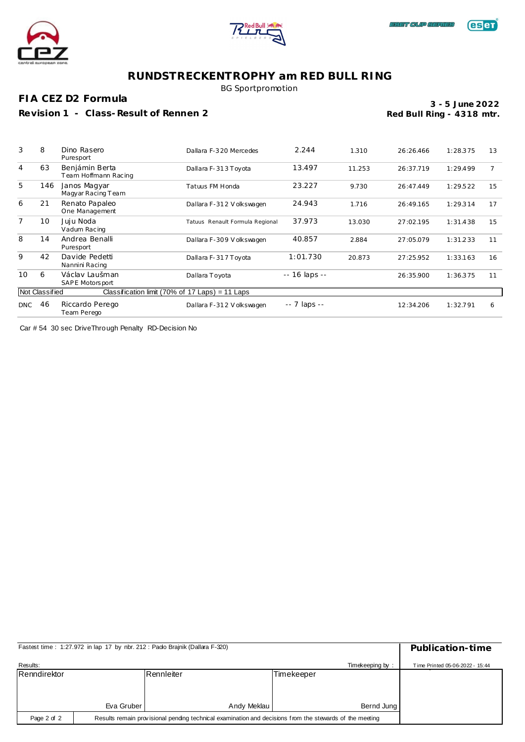# RUNDSTRECKENTROPHY am RED BULL RING

BG Sportpromotion

## FIA CEZ D2 Formula

**Revision 1 - Class-Result of Rennen 2**

**3 - 5 June 2022**
**Red Bull Ring - 4318 mtr.**

| Pos | No | Driver / Team | Car | Gap | Diff | Time | Best | Lap |
|---|---|---|---|---|---|---|---|---|
| 3 | 8 | Dino Rasero<br>Puresport | Dallara F-320 Mercedes | 2.244 | 1.310 | 26:26.466 | 1:28.375 | 13 |
| 4 | 63 | Benjámin Berta<br>Team Hoffmann Racing | Dallara F-313 Toyota | 13.497 | 11.253 | 26:37.719 | 1:29.499 | 7 |
| 5 | 146 | Janos Magyar<br>Magyar Racing Team | Tatuus FM Honda | 23.227 | 9.730 | 26:47.449 | 1:29.522 | 15 |
| 6 | 21 | Renato Papaleo<br>One Management | Dallara F-312 Volkswagen | 24.943 | 1.716 | 26:49.165 | 1:29.314 | 17 |
| 7 | 10 | Juju Noda<br>Vadum Racing | Tatuus Renault Formula Regional | 37.973 | 13.030 | 27:02.195 | 1:31.438 | 15 |
| 8 | 14 | Andrea Benalli<br>Puresport | Dallara F-309 Volkswagen | 40.857 | 2.884 | 27:05.079 | 1:31.233 | 11 |
| 9 | 42 | Davide Pedetti<br>Nannini Racing | Dallara F-317 Toyota | 1:01.730 | 20.873 | 27:25.952 | 1:33.163 | 16 |
| 10 | 6 | Václav Laušman<br>SAPE Motorsport | Dallara Toyota | -- 16 laps -- | | 26:35.900 | 1:36.375 | 11 |
| Not Classified | | Classification limit (70% of 17 Laps) = 11 Laps | | | | | | |
| DNC | 46 | Riccardo Perego<br>Team Perego | Dallara F-312 Volkswagen | -- 7 laps -- | | 12:34.206 | 1:32.791 | 6 |

Car # 54 30 sec DriveThrough Penalty RD-Decision No

Fastest time : 1:27.972 in lap 17 by nbr. 212 : Paolo Brajnik (Dallara F-320)

**Publication-time**

Results: Timekeeping by : Time Printed 05-06-2022 - 15:44

| Renndirektor | Rennleiter | Timekeeper |
|---|---|---|
| Eva Gruber | Andy Meklau | Bernd Jung |

Results remain provisional pending technical examination and decisions from the stewards of the meeting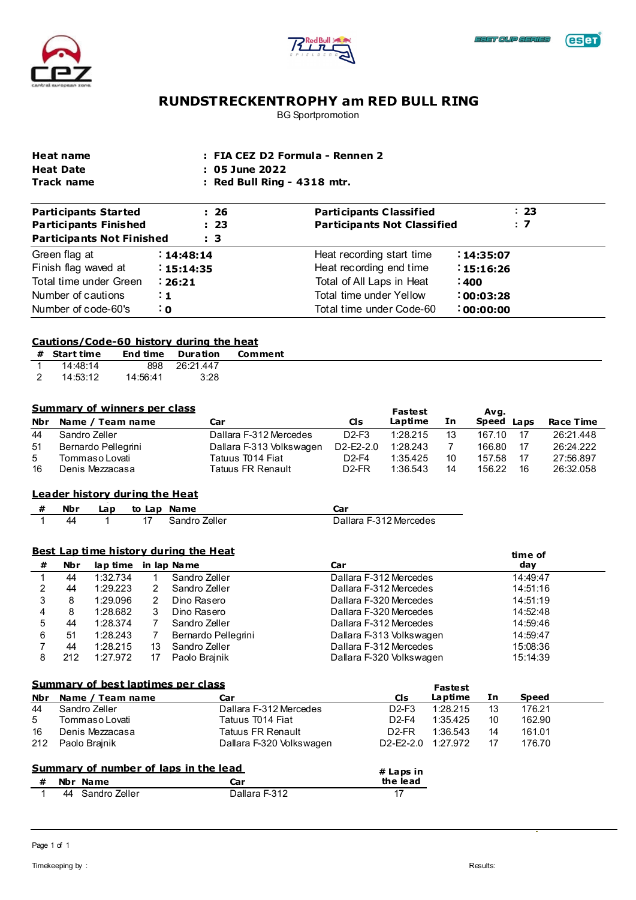# RUNDSTRECKENTROPHY am RED BULL RING

BG Sportpromotion

| | | |
|---|---|---|
| **Heat name** | : | **FIA CEZ D2 Formula - Rennen 2** |
| **Heat Date** | : | **05 June 2022** |
| **Track name** | : | **Red Bull Ring - 4318 mtr.** |

| | | | |
|---|---|---|---|
| **Participants Started** | **: 26** | **Participants Classified** | **: 23** |
| **Participants Finished** | **: 23** | **Participants Not Classified** | **: 7** |
| **Participants Not Finished** | **: 3** | | |
| Green flag at | **: 14:48:14** | Heat recording start time | **: 14:35:07** |
| Finish flag waved at | **: 15:14:35** | Heat recording end time | **: 15:16:26** |
| Total time under Green | **: 26:21** | Total of All Laps in Heat | **: 400** |
| Number of cautions | **: 1** | Total time under Yellow | **: 00:03:28** |
| Number of code-60's | **: 0** | Total time under Code-60 | **: 00:00:00** |

## Cautions/Code-60 history during the heat

| # | Start time | End time | Duration | Comment |
|---|---|---|---|---|
| 1 | 14:48:14 | 898 | 26:21.447 | |
| 2 | 14:53:12 | 14:56:41 | 3:28 | |

## Summary of winners per class

| Nbr | Name / Team name | Car | Cls | Fastest Laptime | In | Avg. Speed | Laps | Race Time |
|---|---|---|---|---|---|---|---|---|
| 44 | Sandro Zeller | Dallara F-312 Mercedes | D2-F3 | 1:28.215 | 13 | 167.10 | 17 | 26:21.448 |
| 51 | Bernardo Pellegrini | Dallara F-313 Volkswagen | D2-E2-2.0 | 1:28.243 | 7 | 166.80 | 17 | 26:24.222 |
| 5 | Tommaso Lovati | Tatuus T014 Fiat | D2-F4 | 1:35.425 | 10 | 157.58 | 17 | 27:56.897 |
| 16 | Denis Mezzacasa | Tatuus FR Renault | D2-FR | 1:36.543 | 14 | 156.22 | 16 | 26:32.058 |

## Leader history during the Heat

| # | Nbr | Lap | to Lap | Name | Car |
|---|---|---|---|---|---|
| 1 | 44 | 1 | 17 | Sandro Zeller | Dallara F-312 Mercedes |

## Best Lap time history during the Heat

| # | Nbr | lap time | in lap | Name | Car | time of day |
|---|---|---|---|---|---|---|
| 1 | 44 | 1:32.734 | 1 | Sandro Zeller | Dallara F-312 Mercedes | 14:49:47 |
| 2 | 44 | 1:29.223 | 2 | Sandro Zeller | Dallara F-312 Mercedes | 14:51:16 |
| 3 | 8 | 1:29.096 | 2 | Dino Rasero | Dallara F-320 Mercedes | 14:51:19 |
| 4 | 8 | 1:28.682 | 3 | Dino Rasero | Dallara F-320 Mercedes | 14:52:48 |
| 5 | 44 | 1:28.374 | 7 | Sandro Zeller | Dallara F-312 Mercedes | 14:59:46 |
| 6 | 51 | 1:28.243 | 7 | Bernardo Pellegrini | Dallara F-313 Volkswagen | 14:59:47 |
| 7 | 44 | 1:28.215 | 13 | Sandro Zeller | Dallara F-312 Mercedes | 15:08:36 |
| 8 | 212 | 1:27.972 | 17 | Paolo Brajnik | Dallara F-320 Volkswagen | 15:14:39 |

## Summary of best laptimes per class

| Nbr | Name / Team name | Car | Cls | Fastest Laptime | In | Speed |
|---|---|---|---|---|---|---|
| 44 | Sandro Zeller | Dallara F-312 Mercedes | D2-F3 | 1:28.215 | 13 | 176.21 |
| 5 | Tommaso Lovati | Tatuus T014 Fiat | D2-F4 | 1:35.425 | 10 | 162.90 |
| 16 | Denis Mezzacasa | Tatuus FR Renault | D2-FR | 1:36.543 | 14 | 161.01 |
| 212 | Paolo Brajnik | Dallara F-320 Volkswagen | D2-E2-2.0 | 1:27.972 | 17 | 176.70 |

## Summary of number of laps in the lead

| # | Nbr | Name | Car | # Laps in the lead |
|---|---|---|---|---|
| 1 | 44 | Sandro Zeller | Dallara F-312 | 17 |

Timekeeping by :

Results: